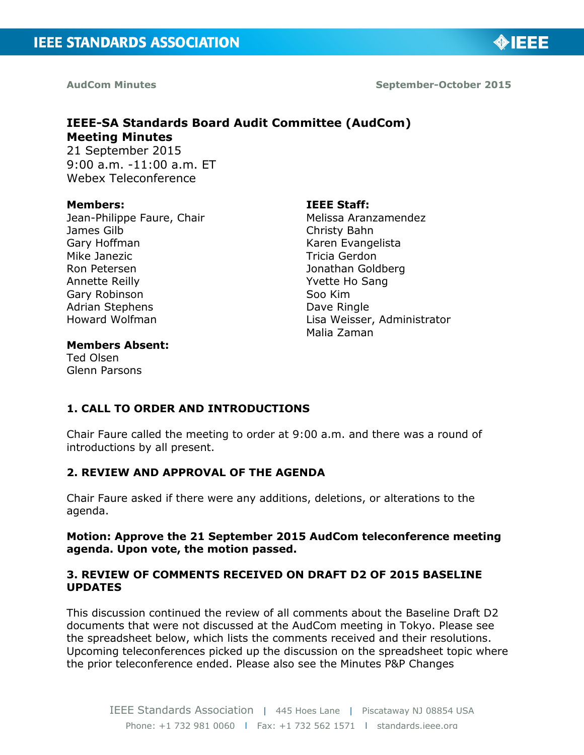**AudCom Minutes** **September-October 2015**

# IEEE-SA Standards Board Audit Committee (AudCom) Meeting Minutes

21 September 2015
9:00 a.m. -11:00 a.m. ET
Webex Teleconference

**Members:**
Jean-Philippe Faure, Chair
James Gilb
Gary Hoffman
Mike Janezic
Ron Petersen
Annette Reilly
Gary Robinson
Adrian Stephens
Howard Wolfman

**Members Absent:**
Ted Olsen
Glenn Parsons

**IEEE Staff:**
Melissa Aranzamendez
Christy Bahn
Karen Evangelista
Tricia Gerdon
Jonathan Goldberg
Yvette Ho Sang
Soo Kim
Dave Ringle
Lisa Weisser, Administrator
Malia Zaman

## 1. CALL TO ORDER AND INTRODUCTIONS

Chair Faure called the meeting to order at 9:00 a.m. and there was a round of introductions by all present.

## 2. REVIEW AND APPROVAL OF THE AGENDA

Chair Faure asked if there were any additions, deletions, or alterations to the agenda.

**Motion: Approve the 21 September 2015 AudCom teleconference meeting agenda. Upon vote, the motion passed.**

## 3. REVIEW OF COMMENTS RECEIVED ON DRAFT D2 OF 2015 BASELINE UPDATES

This discussion continued the review of all comments about the Baseline Draft D2 documents that were not discussed at the AudCom meeting in Tokyo. Please see the spreadsheet below, which lists the comments received and their resolutions. Upcoming teleconferences picked up the discussion on the spreadsheet topic where the prior teleconference ended. Please also see the Minutes P&P Changes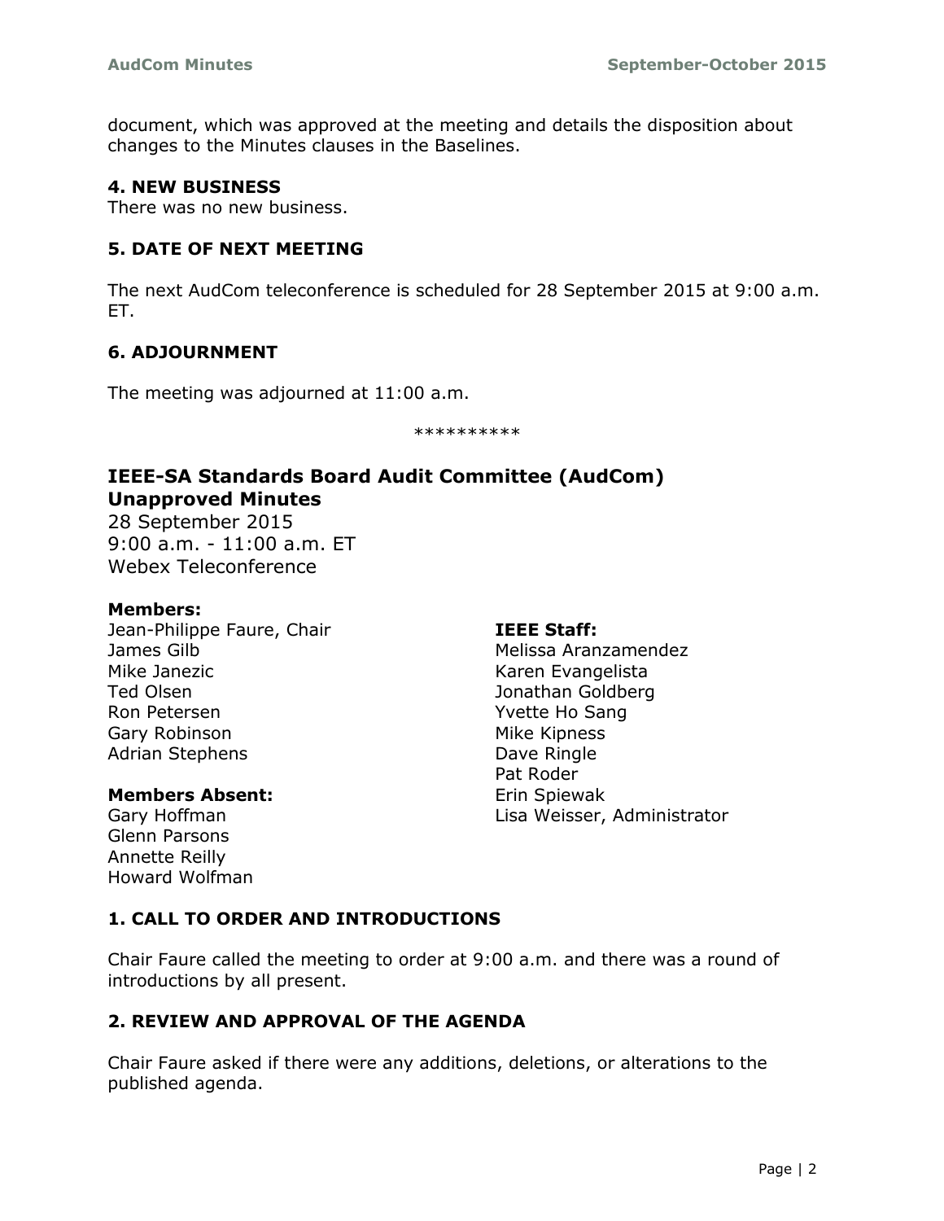document, which was approved at the meeting and details the disposition about changes to the Minutes clauses in the Baselines.

### 4. NEW BUSINESS

There was no new business.

### 5. DATE OF NEXT MEETING

The next AudCom teleconference is scheduled for 28 September 2015 at 9:00 a.m. ET.

### 6. ADJOURNMENT

The meeting was adjourned at 11:00 a.m.

**********

## IEEE-SA Standards Board Audit Committee (AudCom) Unapproved Minutes

28 September 2015
9:00 a.m. - 11:00 a.m. ET
Webex Teleconference

**Members:**
Jean-Philippe Faure, Chair
James Gilb
Mike Janezic
Ted Olsen
Ron Petersen
Gary Robinson
Adrian Stephens

**Members Absent:**
Gary Hoffman
Glenn Parsons
Annette Reilly
Howard Wolfman

**IEEE Staff:**
Melissa Aranzamendez
Karen Evangelista
Jonathan Goldberg
Yvette Ho Sang
Mike Kipness
Dave Ringle
Pat Roder
Erin Spiewak
Lisa Weisser, Administrator

### 1. CALL TO ORDER AND INTRODUCTIONS

Chair Faure called the meeting to order at 9:00 a.m. and there was a round of introductions by all present.

### 2. REVIEW AND APPROVAL OF THE AGENDA

Chair Faure asked if there were any additions, deletions, or alterations to the published agenda.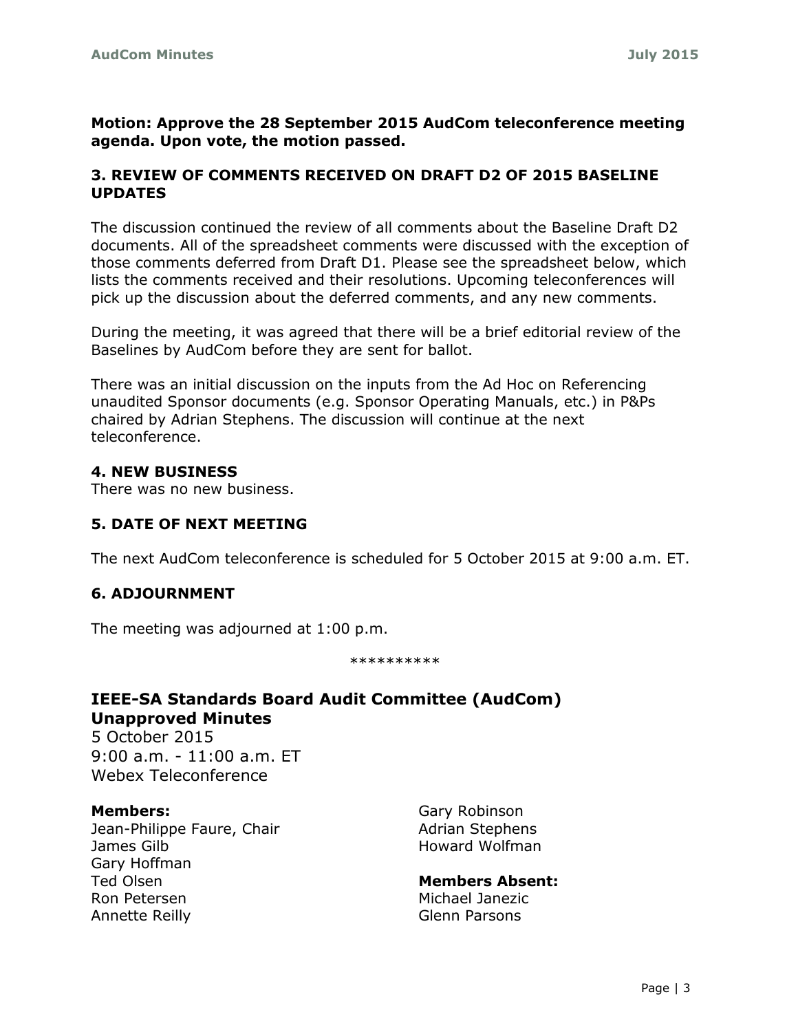**Motion: Approve the 28 September 2015 AudCom teleconference meeting agenda. Upon vote, the motion passed.**

### 3. REVIEW OF COMMENTS RECEIVED ON DRAFT D2 OF 2015 BASELINE UPDATES

The discussion continued the review of all comments about the Baseline Draft D2 documents. All of the spreadsheet comments were discussed with the exception of those comments deferred from Draft D1. Please see the spreadsheet below, which lists the comments received and their resolutions. Upcoming teleconferences will pick up the discussion about the deferred comments, and any new comments.

During the meeting, it was agreed that there will be a brief editorial review of the Baselines by AudCom before they are sent for ballot.

There was an initial discussion on the inputs from the Ad Hoc on Referencing unaudited Sponsor documents (e.g. Sponsor Operating Manuals, etc.) in P&Ps chaired by Adrian Stephens. The discussion will continue at the next teleconference.

### 4. NEW BUSINESS

There was no new business.

### 5. DATE OF NEXT MEETING

The next AudCom teleconference is scheduled for 5 October 2015 at 9:00 a.m. ET.

### 6. ADJOURNMENT

The meeting was adjourned at 1:00 p.m.

**********

## IEEE-SA Standards Board Audit Committee (AudCom) Unapproved Minutes

5 October 2015
9:00 a.m. - 11:00 a.m. ET
Webex Teleconference

**Members:**
Jean-Philippe Faure, Chair
James Gilb
Gary Hoffman
Ted Olsen
Ron Petersen
Annette Reilly
Gary Robinson
Adrian Stephens
Howard Wolfman

**Members Absent:**
Michael Janezic
Glenn Parsons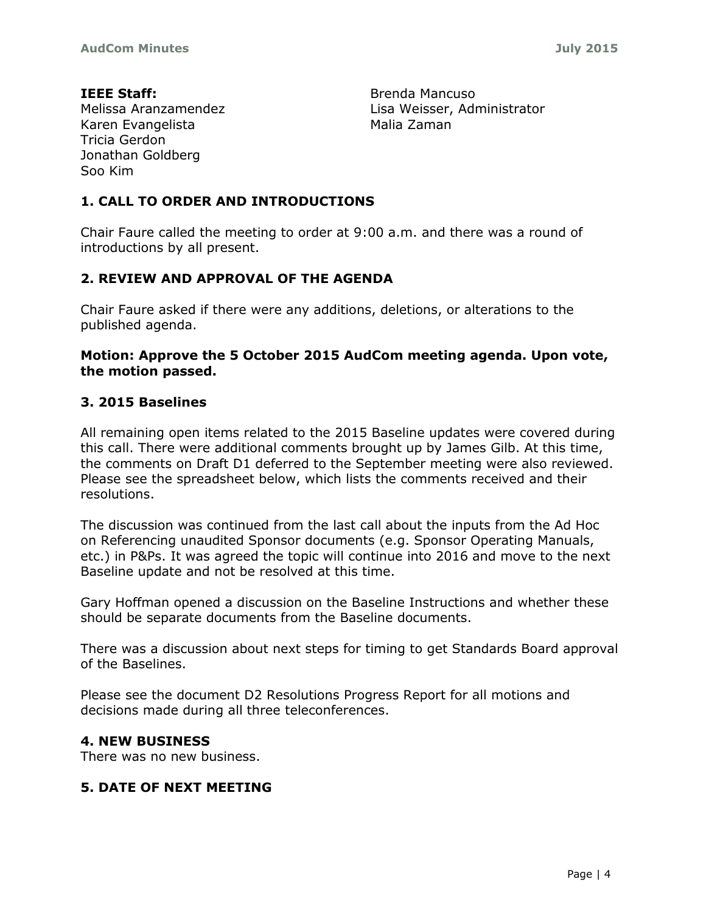**IEEE Staff:**
Melissa Aranzamendez
Karen Evangelista
Tricia Gerdon
Jonathan Goldberg
Soo Kim
Brenda Mancuso
Lisa Weisser, Administrator
Malia Zaman

## 1. CALL TO ORDER AND INTRODUCTIONS

Chair Faure called the meeting to order at 9:00 a.m. and there was a round of introductions by all present.

## 2. REVIEW AND APPROVAL OF THE AGENDA

Chair Faure asked if there were any additions, deletions, or alterations to the published agenda.

**Motion: Approve the 5 October 2015 AudCom meeting agenda. Upon vote, the motion passed.**

## 3. 2015 Baselines

All remaining open items related to the 2015 Baseline updates were covered during this call. There were additional comments brought up by James Gilb. At this time, the comments on Draft D1 deferred to the September meeting were also reviewed. Please see the spreadsheet below, which lists the comments received and their resolutions.

The discussion was continued from the last call about the inputs from the Ad Hoc on Referencing unaudited Sponsor documents (e.g. Sponsor Operating Manuals, etc.) in P&Ps. It was agreed the topic will continue into 2016 and move to the next Baseline update and not be resolved at this time.

Gary Hoffman opened a discussion on the Baseline Instructions and whether these should be separate documents from the Baseline documents.

There was a discussion about next steps for timing to get Standards Board approval of the Baselines.

Please see the document D2 Resolutions Progress Report for all motions and decisions made during all three teleconferences.

## 4. NEW BUSINESS

There was no new business.

## 5. DATE OF NEXT MEETING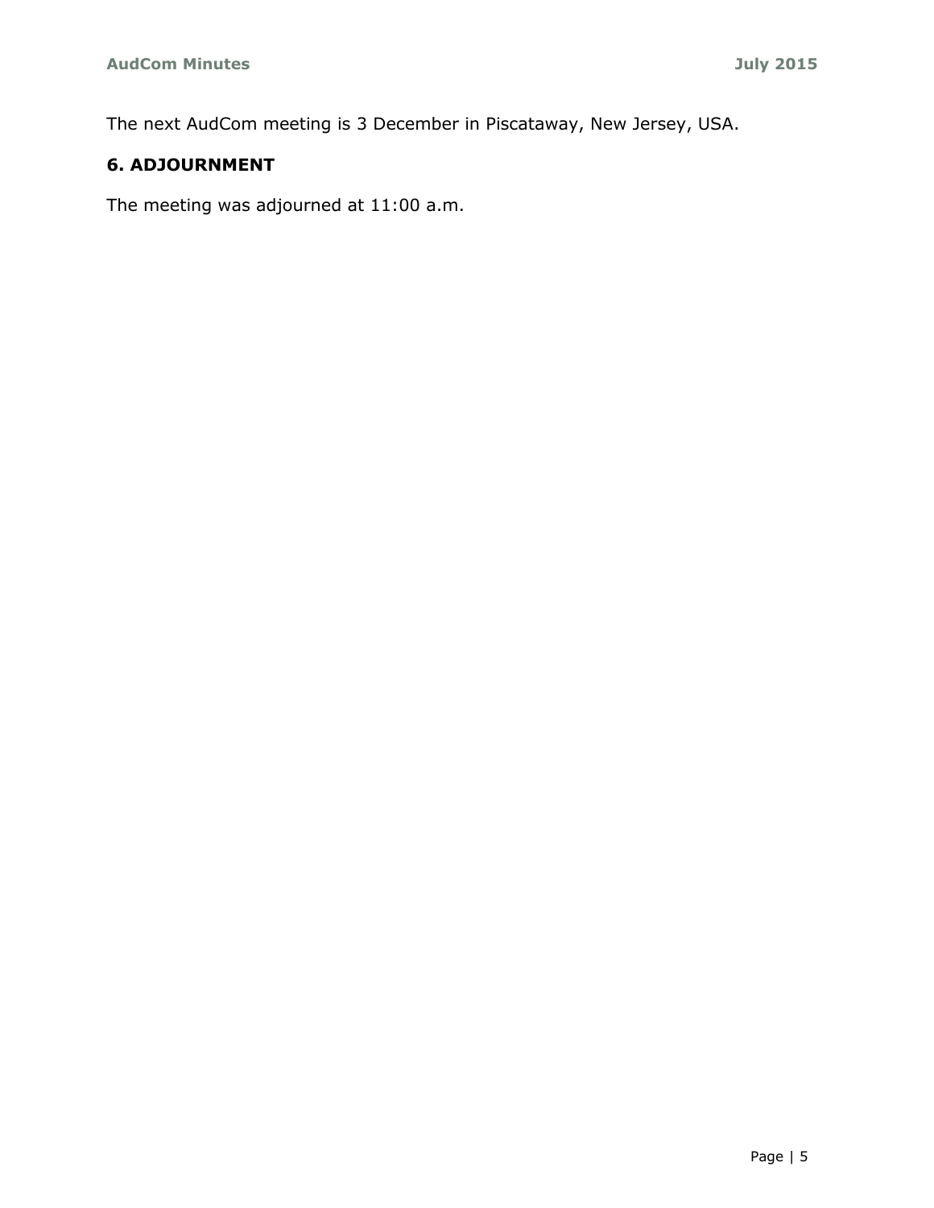The next AudCom meeting is 3 December in Piscataway, New Jersey, USA.

## 6. ADJOURNMENT

The meeting was adjourned at 11:00 a.m.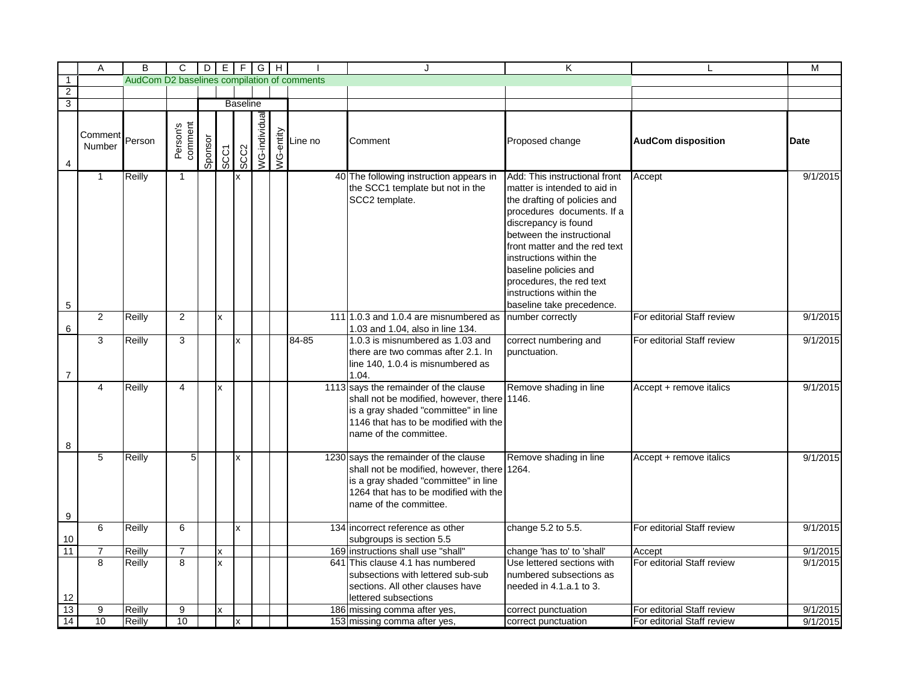# AudCom D2 baselines compilation of comments

| Comment Number | Person | Person's comment | Sponsor | SCC1 | SCC2 | WG-individual | WG-entity | Line no | Comment | Proposed change | AudCom disposition | Date |
|---|---|---|---|---|---|---|---|---|---|---|---|---|
| | | | Baseline | | | | | | | | | |
| 1 | Reilly | 1 | | | x | | | 40 | The following instruction appears in the SCC1 template but not in the SCC2 template. | Add: This instructional front matter is intended to aid in the drafting of policies and procedures documents. If a discrepancy is found between the instructional front matter and the red text instructions within the baseline policies and procedures, the red text instructions within the baseline take precedence. | Accept | 9/1/2015 |
| 2 | Reilly | 2 | | x | | | | 111 | 1.0.3 and 1.0.4 are misnumbered as 1.03 and 1.04, also in line 134. | number correctly | For editorial Staff review | 9/1/2015 |
| 3 | Reilly | 3 | | | x | | | 84-85 | 1.0.3 is misnumbered as 1.03 and there are two commas after 2.1. In line 140, 1.0.4 is misnumbered as 1.04. | correct numbering and punctuation. | For editorial Staff review | 9/1/2015 |
| 4 | Reilly | 4 | | x | | | | 1113 | says the remainder of the clause shall not be modified, however, there is a gray shaded "committee" in line 1146 that has to be modified with the name of the committee. | Remove shading in line 1146. | Accept + remove italics | 9/1/2015 |
| 5 | Reilly | 5 | | | x | | | 1230 | says the remainder of the clause shall not be modified, however, there is a gray shaded "committee" in line 1264 that has to be modified with the name of the committee. | Remove shading in line 1264. | Accept + remove italics | 9/1/2015 |
| 6 | Reilly | 6 | | | x | | | 134 | incorrect reference as other subgroups is section 5.5 | change 5.2 to 5.5. | For editorial Staff review | 9/1/2015 |
| 7 | Reilly | 7 | | x | | | | 169 | instructions shall use "shall" | change 'has to' to 'shall' | Accept | 9/1/2015 |
| 8 | Reilly | 8 | | x | | | | 641 | This clause 4.1 has numbered subsections with lettered sub-sub sections. All other clauses have lettered subsections | Use lettered sections with numbered subsections as needed in 4.1.a.1 to 3. | For editorial Staff review | 9/1/2015 |
| 9 | Reilly | 9 | | x | | | | 186 | missing comma after yes, | correct punctuation | For editorial Staff review | 9/1/2015 |
| 10 | Reilly | 10 | | | x | | | 153 | missing comma after yes, | correct punctuation | For editorial Staff review | 9/1/2015 |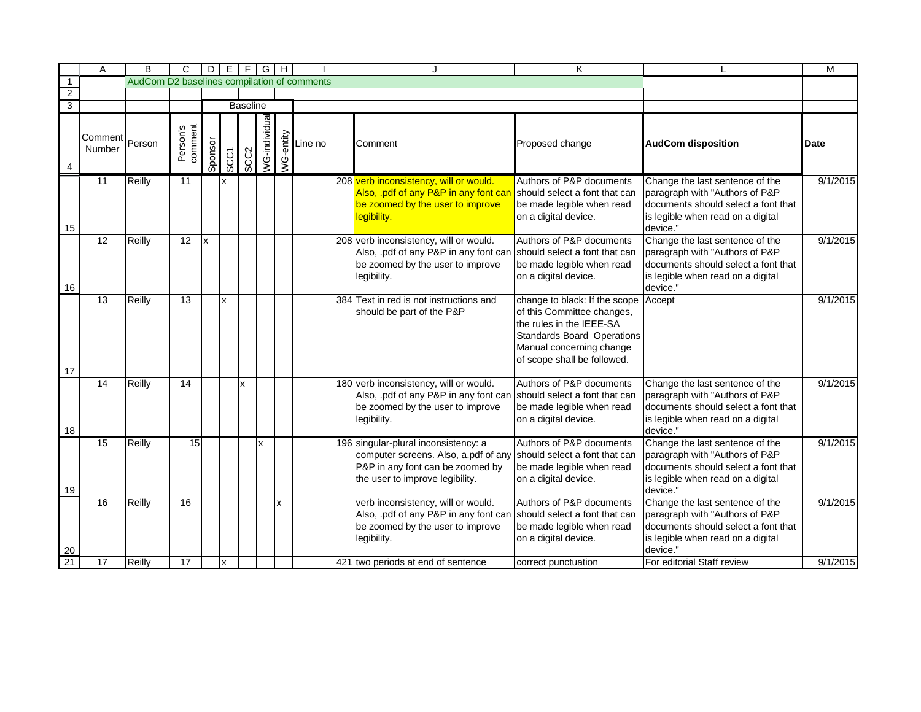AudCom D2 baselines compilation of comments

| Comment Number | Person | Person's comment | Sponsor | SCC1 | SCC2 | WG-individual | WG-entity | Line no | Comment | Proposed change | AudCom disposition | Date |
|---|---|---|---|---|---|---|---|---|---|---|---|---|
| | | | Baseline | | | | | | | | | |
| 11 | Reilly | 11 | | x | | | | 208 | verb inconsistency, will or would. Also, .pdf of any P&P in any font can be zoomed by the user to improve legibility. | Authors of P&P documents should select a font that can be made legible when read on a digital device. | Change the last sentence of the paragraph with "Authors of P&P documents should select a font that is legible when read on a digital device." | 9/1/2015 |
| 12 | Reilly | 12 | x | | | | | 208 | verb inconsistency, will or would. Also, .pdf of any P&P in any font can be zoomed by the user to improve legibility. | Authors of P&P documents should select a font that can be made legible when read on a digital device. | Change the last sentence of the paragraph with "Authors of P&P documents should select a font that is legible when read on a digital device." | 9/1/2015 |
| 13 | Reilly | 13 | | x | | | | 384 | Text in red is not instructions and should be part of the P&P | change to black: If the scope of this Committee changes, the rules in the IEEE-SA Standards Board Operations Manual concerning change of scope shall be followed. | Accept | 9/1/2015 |
| 14 | Reilly | 14 | | | x | | | 180 | verb inconsistency, will or would. Also, .pdf of any P&P in any font can be zoomed by the user to improve legibility. | Authors of P&P documents should select a font that can be made legible when read on a digital device. | Change the last sentence of the paragraph with "Authors of P&P documents should select a font that is legible when read on a digital device." | 9/1/2015 |
| 15 | Reilly | 15 | | | | x | | 196 | singular-plural inconsistency: a computer screens. Also, a.pdf of any P&P in any font can be zoomed by the user to improve legibility. | Authors of P&P documents should select a font that can be made legible when read on a digital device. | Change the last sentence of the paragraph with "Authors of P&P documents should select a font that is legible when read on a digital device." | 9/1/2015 |
| 16 | Reilly | 16 | | | | | x | | verb inconsistency, will or would. Also, .pdf of any P&P in any font can be zoomed by the user to improve legibility. | Authors of P&P documents should select a font that can be made legible when read on a digital device. | Change the last sentence of the paragraph with "Authors of P&P documents should select a font that is legible when read on a digital device." | 9/1/2015 |
| 17 | Reilly | 17 | | x | | | | 421 | two periods at end of sentence | correct punctuation | For editorial Staff review | 9/1/2015 |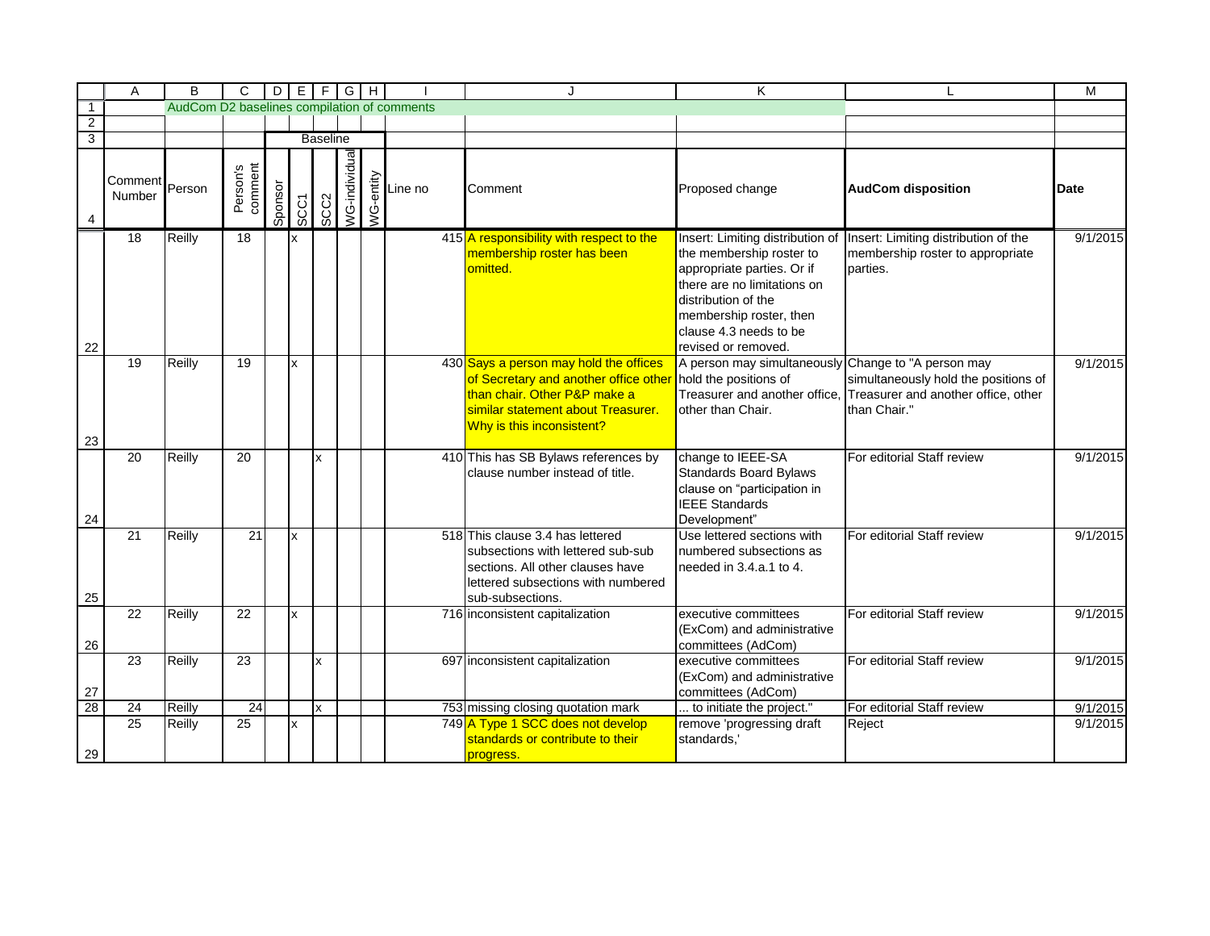AudCom D2 baselines compilation of comments

| Comment Number | Person | Person's comment | Sponsor | SCC1 | SCC2 | WG-individual | WG-entity | Line no | Comment | Proposed change | AudCom disposition | Date |
|---|---|---|---|---|---|---|---|---|---|---|---|---|
| | | | Baseline | | | | | | | | | |
| 18 | Reilly | 18 | | x | | | | 415 | A responsibility with respect to the membership roster has been omitted. | Insert: Limiting distribution of the membership roster to appropriate parties. Or if there are no limitations on distribution of the membership roster, then clause 4.3 needs to be revised or removed. | Insert: Limiting distribution of the membership roster to appropriate parties. | 9/1/2015 |
| 19 | Reilly | 19 | | x | | | | 430 | Says a person may hold the offices of Secretary and another office other than chair. Other P&P make a similar statement about Treasurer. Why is this inconsistent? | A person may simultaneously hold the positions of Treasurer and another office, other than Chair. | Change to "A person may simultaneously hold the positions of Treasurer and another office, other than Chair." | 9/1/2015 |
| 20 | Reilly | 20 | | | x | | | 410 | This has SB Bylaws references by clause number instead of title. | change to IEEE-SA Standards Board Bylaws clause on "participation in IEEE Standards Development" | For editorial Staff review | 9/1/2015 |
| 21 | Reilly | 21 | | x | | | | 518 | This clause 3.4 has lettered subsections with lettered sub-sub sections. All other clauses have lettered subsections with numbered sub-subsections. | Use lettered sections with numbered subsections as needed in 3.4.a.1 to 4. | For editorial Staff review | 9/1/2015 |
| 22 | Reilly | 22 | | x | | | | 716 | inconsistent capitalization | executive committees (ExCom) and administrative committees (AdCom) | For editorial Staff review | 9/1/2015 |
| 23 | Reilly | 23 | | | x | | | 697 | inconsistent capitalization | executive committees (ExCom) and administrative committees (AdCom) | For editorial Staff review | 9/1/2015 |
| 24 | Reilly | 24 | | | x | | | 753 | missing closing quotation mark | ... to initiate the project." | For editorial Staff review | 9/1/2015 |
| 25 | Reilly | 25 | | x | | | | 749 | A Type 1 SCC does not develop standards or contribute to their progress. | remove 'progressing draft standards,' | Reject | 9/1/2015 |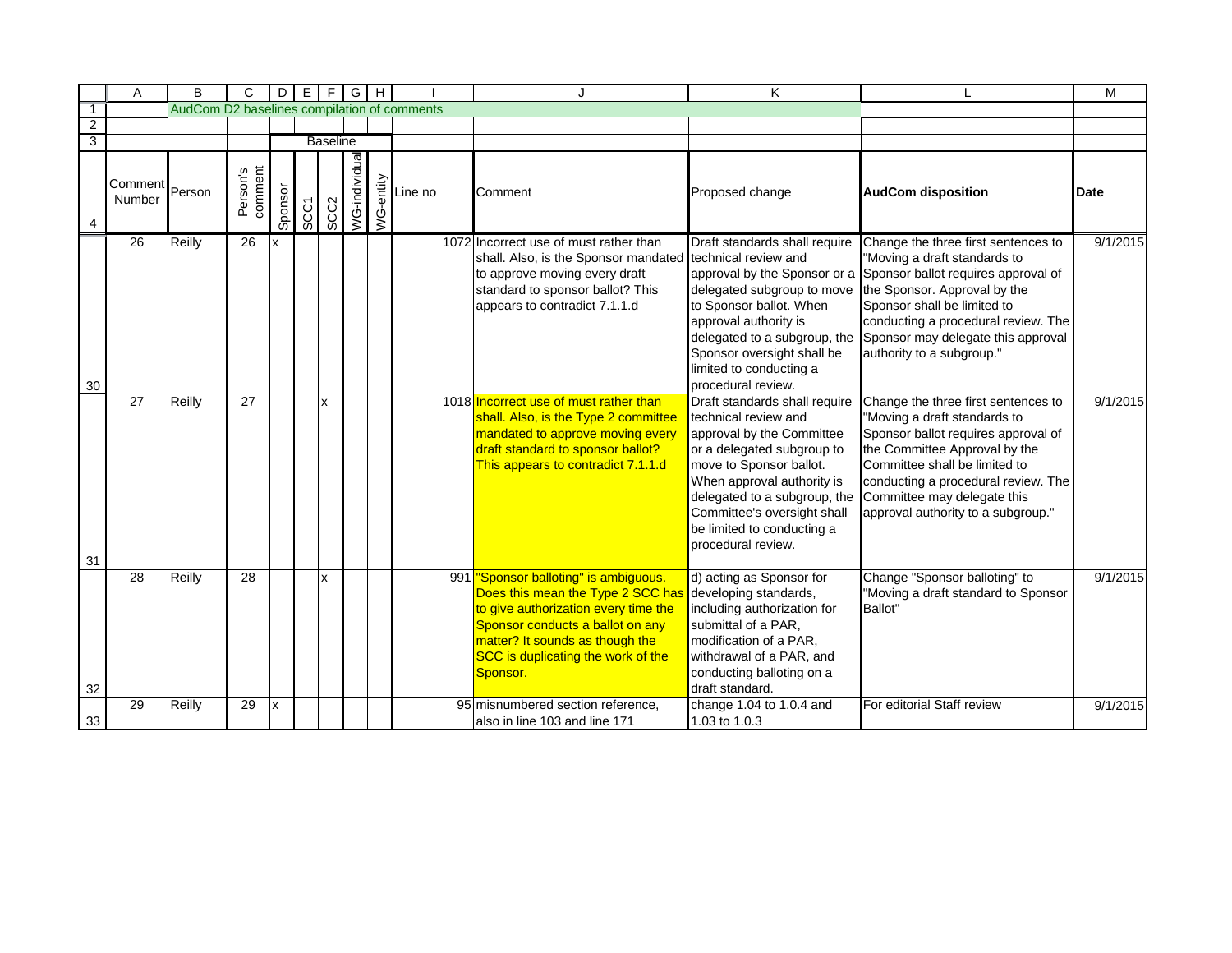AudCom D2 baselines compilation of comments

| Comment Number | Person | Person's comment | Sponsor | SCC1 | SCC2 | WG-individual | WG-entity | Line no | Comment | Proposed change | AudCom disposition | Date |
|---|---|---|---|---|---|---|---|---|---|---|---|---|
| | | | Baseline | | | | | | | | | |
| 26 | Reilly | 26 | x | | | | | 1072 | Incorrect use of must rather than shall. Also, is the Sponsor mandated to approve moving every draft standard to sponsor ballot? This appears to contradict 7.1.1.d | Draft standards shall require technical review and approval by the Sponsor or a delegated subgroup to move to Sponsor ballot. When approval authority is delegated to a subgroup, the Sponsor oversight shall be limited to conducting a procedural review. | Change the three first sentences to "Moving a draft standards to Sponsor ballot requires approval of the Sponsor. Approval by the Sponsor shall be limited to conducting a procedural review. The Sponsor may delegate this approval authority to a subgroup." | 9/1/2015 |
| 27 | Reilly | 27 | | | x | | | 1018 | Incorrect use of must rather than shall. Also, is the Type 2 committee mandated to approve moving every draft standard to sponsor ballot? This appears to contradict 7.1.1.d | Draft standards shall require technical review and approval by the Committee or a delegated subgroup to move to Sponsor ballot. When approval authority is delegated to a subgroup, the Committee's oversight shall be limited to conducting a procedural review. | Change the three first sentences to "Moving a draft standards to Sponsor ballot requires approval of the Committee Approval by the Committee shall be limited to conducting a procedural review. The Committee may delegate this approval authority to a subgroup." | 9/1/2015 |
| 28 | Reilly | 28 | | | x | | | 991 | "Sponsor balloting" is ambiguous. Does this mean the Type 2 SCC has to give authorization every time the Sponsor conducts a ballot on any matter? It sounds as though the SCC is duplicating the work of the Sponsor. | d) acting as Sponsor for developing standards, including authorization for submittal of a PAR, modification of a PAR, withdrawal of a PAR, and conducting balloting on a draft standard. | Change "Sponsor balloting" to "Moving a draft standard to Sponsor Ballot" | 9/1/2015 |
| 29 | Reilly | 29 | x | | | | | 95 | misnumbered section reference, also in line 103 and line 171 | change 1.04 to 1.0.4 and 1.03 to 1.0.3 | For editorial Staff review | 9/1/2015 |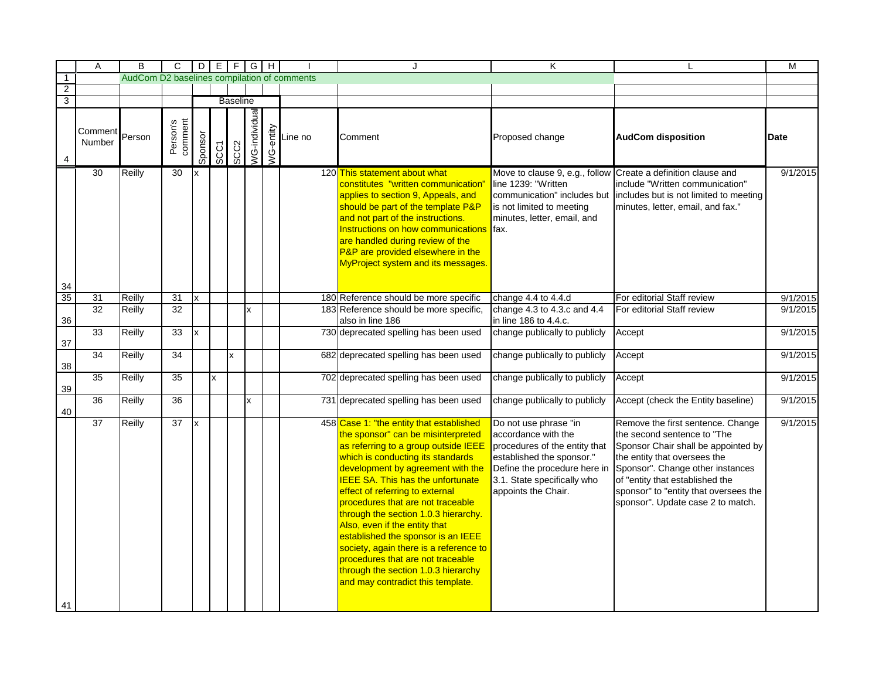| | A | B | C | D | E | F | G | H | I | J | K | L | M |
|---|---|---|---|---|---|---|---|---|---|---|---|---|---|
| 1 | | AudCom D2 baselines compilation of comments | | | | | | | | | | | |
| 2 | | | | | | | | | | | | | |
| 3 | | | | | | Baseline | | | | | | | |
| 4 | Comment Number | Person | Person's comment | Sponsor | SCC1 | SCC2 | WG-individual | WG-entity | Line no | Comment | Proposed change | AudCom disposition | Date |
| 34 | 30 | Reilly | 30 | x | | | | | 120 | This statement about what constitutes "written communication" applies to section 9, Appeals, and should be part of the template P&P and not part of the instructions. Instructions on how communications are handled during review of the P&P are provided elsewhere in the MyProject system and its messages. | Move to clause 9, e.g., follow line 1239: "Written communication" includes but is not limited to meeting minutes, letter, email, and fax. | Create a definition clause and include "Written communication" includes but is not limited to meeting minutes, letter, email, and fax." | 9/1/2015 |
| 35 | 31 | Reilly | 31 | x | | | | | 180 | Reference should be more specific | change 4.4 to 4.4.d | For editorial Staff review | 9/1/2015 |
| 36 | 32 | Reilly | 32 | | | | x | | 183 | Reference should be more specific, also in line 186 | change 4.3 to 4.3.c and 4.4 in line 186 to 4.4.c. | For editorial Staff review | 9/1/2015 |
| 37 | 33 | Reilly | 33 | x | | | | | 730 | deprecated spelling has been used | change publically to publicly | Accept | 9/1/2015 |
| 38 | 34 | Reilly | 34 | | | x | | | 682 | deprecated spelling has been used | change publically to publicly | Accept | 9/1/2015 |
| 39 | 35 | Reilly | 35 | | x | | | | 702 | deprecated spelling has been used | change publically to publicly | Accept | 9/1/2015 |
| 40 | 36 | Reilly | 36 | | | | x | | 731 | deprecated spelling has been used | change publically to publicly | Accept (check the Entity baseline) | 9/1/2015 |
| 41 | 37 | Reilly | 37 | x | | | | | 458 | Case 1: "the entity that established the sponsor" can be misinterpreted as referring to a group outside IEEE which is conducting its standards development by agreement with the IEEE SA. This has the unfortunate effect of referring to external procedures that are not traceable through the section 1.0.3 hierarchy. Also, even if the entity that established the sponsor is an IEEE society, again there is a reference to procedures that are not traceable through the section 1.0.3 hierarchy and may contradict this template. | Do not use phrase "in accordance with the procedures of the entity that established the sponsor." Define the procedure here in 3.1. State specifically who appoints the Chair. | Remove the first sentence. Change the second sentence to "The Sponsor Chair shall be appointed by the entity that oversees the Sponsor". Change other instances of "entity that established the sponsor" to "entity that oversees the sponsor". Update case 2 to match. | 9/1/2015 |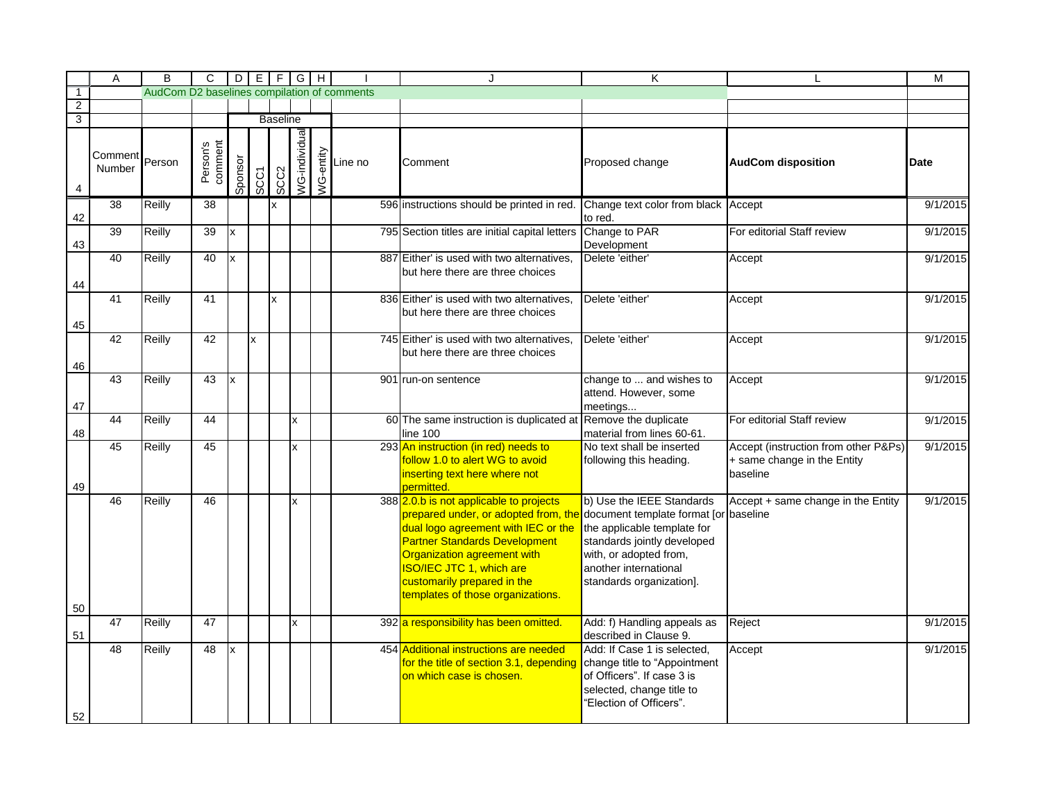AudCom D2 baselines compilation of comments

| Comment Number | Person | Person's comment | Sponsor | SCC1 | SCC2 | WG-individual | WG-entity | Line no | Comment | Proposed change | AudCom disposition | Date |
|---|---|---|---|---|---|---|---|---|---|---|---|---|
| | | | Baseline | | | | | | | | | |
| 38 | Reilly | 38 | | | x | | | 596 | instructions should be printed in red. | Change text color from black to red. | Accept | 9/1/2015 |
| 39 | Reilly | 39 | x | | | | | 795 | Section titles are initial capital letters | Change to PAR Development | For editorial Staff review | 9/1/2015 |
| 40 | Reilly | 40 | x | | | | | 887 | Either' is used with two alternatives, but here there are three choices | Delete 'either' | Accept | 9/1/2015 |
| 41 | Reilly | 41 | | | x | | | 836 | Either' is used with two alternatives, but here there are three choices | Delete 'either' | Accept | 9/1/2015 |
| 42 | Reilly | 42 | | x | | | | 745 | Either' is used with two alternatives, but here there are three choices | Delete 'either' | Accept | 9/1/2015 |
| 43 | Reilly | 43 | x | | | | | 901 | run-on sentence | change to ... and wishes to attend. However, some meetings... | Accept | 9/1/2015 |
| 44 | Reilly | 44 | | | | x | | 60 | The same instruction is duplicated at line 100 | Remove the duplicate material from lines 60-61. | For editorial Staff review | 9/1/2015 |
| 45 | Reilly | 45 | | | | x | | 293 | An instruction (in red) needs to follow 1.0 to alert WG to avoid inserting text here where not permitted. | No text shall be inserted following this heading. | Accept (instruction from other P&Ps) + same change in the Entity baseline | 9/1/2015 |
| 46 | Reilly | 46 | | | | x | | 388 | 2.0.b is not applicable to projects prepared under, or adopted from, the dual logo agreement with IEC or the Partner Standards Development Organization agreement with ISO/IEC JTC 1, which are customarily prepared in the templates of those organizations. | b) Use the IEEE Standards document template format [or the applicable template for standards jointly developed with, or adopted from, another international standards organization]. | Accept + same change in the Entity baseline | 9/1/2015 |
| 47 | Reilly | 47 | | | | x | | 392 | a responsibility has been omitted. | Add: f) Handling appeals as described in Clause 9. | Reject | 9/1/2015 |
| 48 | Reilly | 48 | x | | | | | 454 | Additional instructions are needed for the title of section 3.1, depending on which case is chosen. | Add: If Case 1 is selected, change title to "Appointment of Officers". If case 3 is selected, change title to "Election of Officers". | Accept | 9/1/2015 |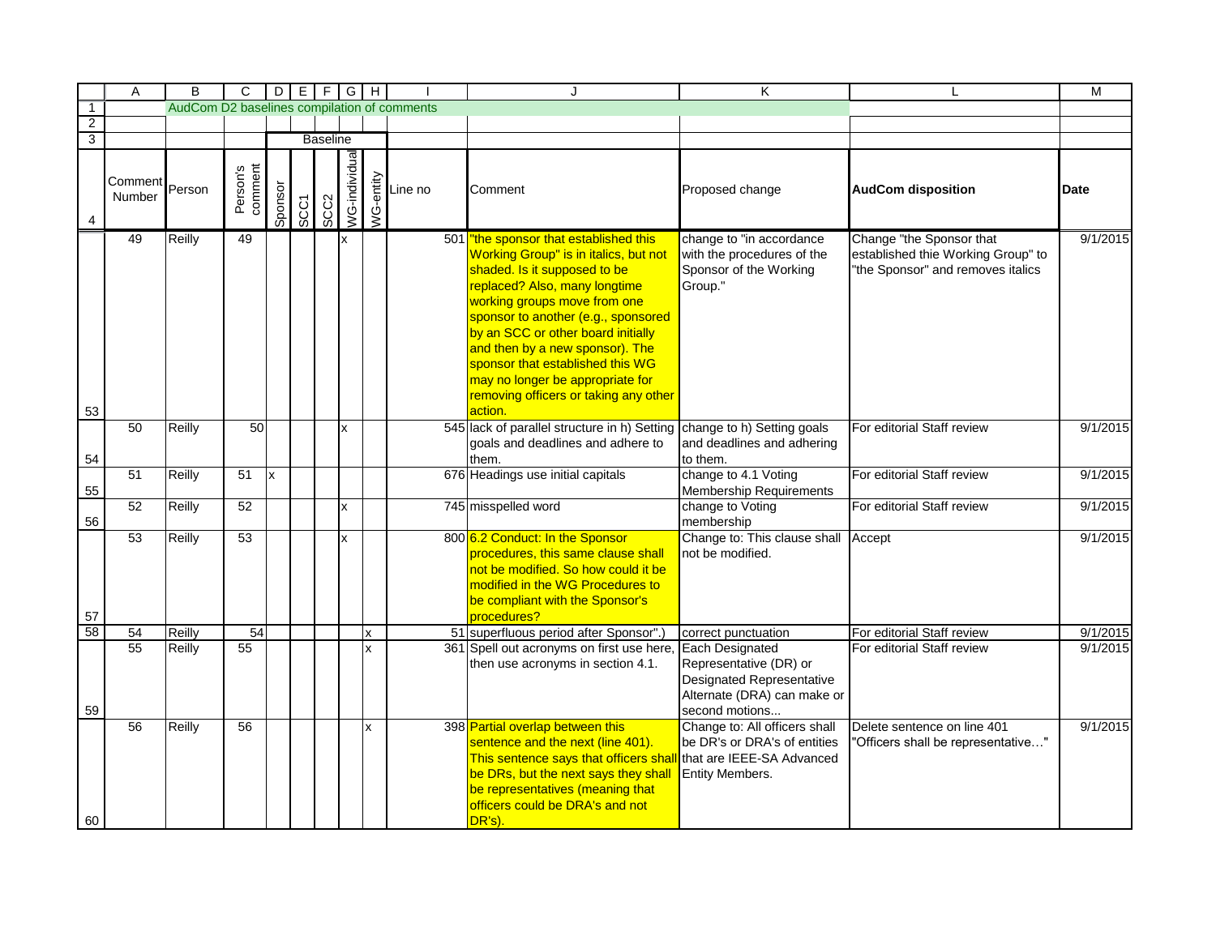AudCom D2 baselines compilation of comments

| Comment Number | Person | Person's comment | Sponsor | SCC1 | SCC2 | WG-individual | WG-entity | Line no | Comment | Proposed change | AudCom disposition | Date |
|---|---|---|---|---|---|---|---|---|---|---|---|---|
| | | | Baseline | | | | | | | | | |
| 49 | Reilly | 49 | | | | x | | 501 | "the sponsor that established this Working Group" is in italics, but not shaded. Is it supposed to be replaced? Also, many longtime working groups move from one sponsor to another (e.g., sponsored by an SCC or other board initially and then by a new sponsor). The sponsor that established this WG may no longer be appropriate for removing officers or taking any other action. | change to "in accordance with the procedures of the Sponsor of the Working Group." | Change "the Sponsor that established thie Working Group" to "the Sponsor" and removes italics | 9/1/2015 |
| 50 | Reilly | 50 | | | | x | | 545 | lack of parallel structure in h) Setting goals and deadlines and adhere to them. | change to h) Setting goals and deadlines and adhering to them. | For editorial Staff review | 9/1/2015 |
| 51 | Reilly | 51 | x | | | | | 676 | Headings use initial capitals | change to 4.1 Voting Membership Requirements | For editorial Staff review | 9/1/2015 |
| 52 | Reilly | 52 | | | | x | | 745 | misspelled word | change to Voting membership | For editorial Staff review | 9/1/2015 |
| 53 | Reilly | 53 | | | | x | | 800 | 6.2 Conduct: In the Sponsor procedures, this same clause shall not be modified. So how could it be modified in the WG Procedures to be compliant with the Sponsor's procedures? | Change to: This clause shall not be modified. | Accept | 9/1/2015 |
| 54 | Reilly | 54 | | | | | x | 51 | superfluous period after Sponsor".) | correct punctuation | For editorial Staff review | 9/1/2015 |
| 55 | Reilly | 55 | | | | | x | 361 | Spell out acronyms on first use here, then use acronyms in section 4.1. | Each Designated Representative (DR) or Designated Representative Alternate (DRA) can make or second motions... | For editorial Staff review | 9/1/2015 |
| 56 | Reilly | 56 | | | | | x | 398 | Partial overlap between this sentence and the next (line 401). This sentence says that officers shall be DRs, but the next says they shall be representatives (meaning that officers could be DRA's and not DR's). | Change to: All officers shall be DR's or DRA's of entities that are IEEE-SA Advanced Entity Members. | Delete sentence on line 401 "Officers shall be representative…" | 9/1/2015 |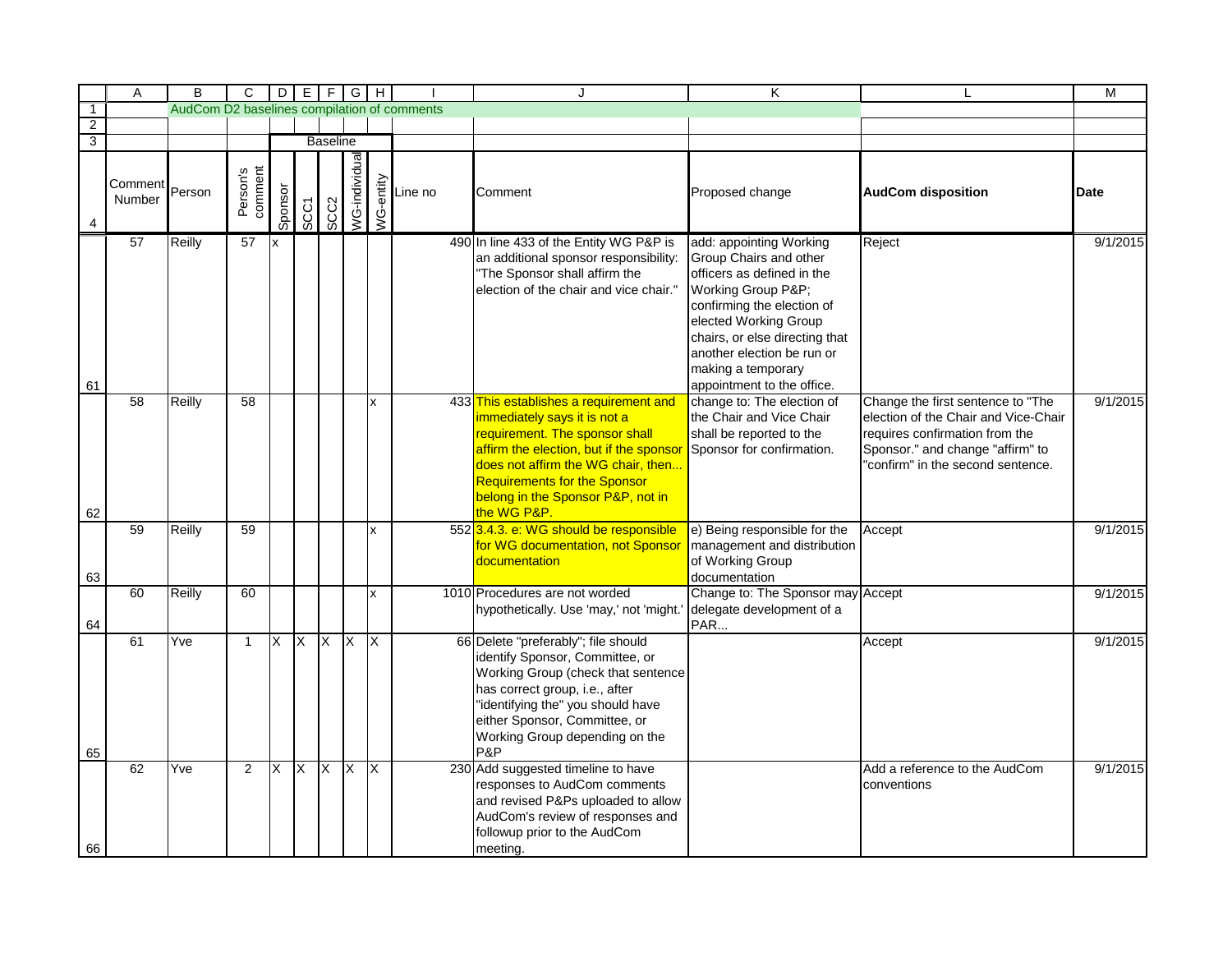AudCom D2 baselines compilation of comments

| Comment Number | Person | Person's comment | Baseline: Sponsor | Baseline: SCC1 | Baseline: SCC2 | Baseline: WG-individual | Baseline: WG-entity | Line no | Comment | Proposed change | AudCom disposition | Date |
|---|---|---|---|---|---|---|---|---|---|---|---|---|
| 57 | Reilly | 57 | x | | | | | 490 | In line 433 of the Entity WG P&P is an additional sponsor responsibility: "The Sponsor shall affirm the election of the chair and vice chair." | add: appointing Working Group Chairs and other officers as defined in the Working Group P&P; confirming the election of elected Working Group chairs, or else directing that another election be run or making a temporary appointment to the office. | Reject | 9/1/2015 |
| 58 | Reilly | 58 | | | | | x | 433 | This establishes a requirement and immediately says it is not a requirement. The sponsor shall affirm the election, but if the sponsor does not affirm the WG chair, then... Requirements for the Sponsor belong in the Sponsor P&P, not in the WG P&P. | change to: The election of the Chair and Vice Chair shall be reported to the Sponsor for confirmation. | Change the first sentence to "The election of the Chair and Vice-Chair requires confirmation from the Sponsor." and change "affirm" to "confirm" in the second sentence. | 9/1/2015 |
| 59 | Reilly | 59 | | | | | x | 552 | 3.4.3. e: WG should be responsible for WG documentation, not Sponsor documentation | e) Being responsible for the management and distribution of Working Group documentation | Accept | 9/1/2015 |
| 60 | Reilly | 60 | | | | | x | 1010 | Procedures are not worded hypothetically. Use 'may,' not 'might.' | Change to: The Sponsor may delegate development of a PAR... | Accept | 9/1/2015 |
| 61 | Yve | 1 | X | X | X | X | X | 66 | Delete "preferably"; file should identify Sponsor, Committee, or Working Group (check that sentence has correct group, i.e., after "identifying the" you should have either Sponsor, Committee, or Working Group depending on the P&P | | Accept | 9/1/2015 |
| 62 | Yve | 2 | X | X | X | X | X | 230 | Add suggested timeline to have responses to AudCom comments and revised P&Ps uploaded to allow AudCom's review of responses and followup prior to the AudCom meeting. | | Add a reference to the AudCom conventions | 9/1/2015 |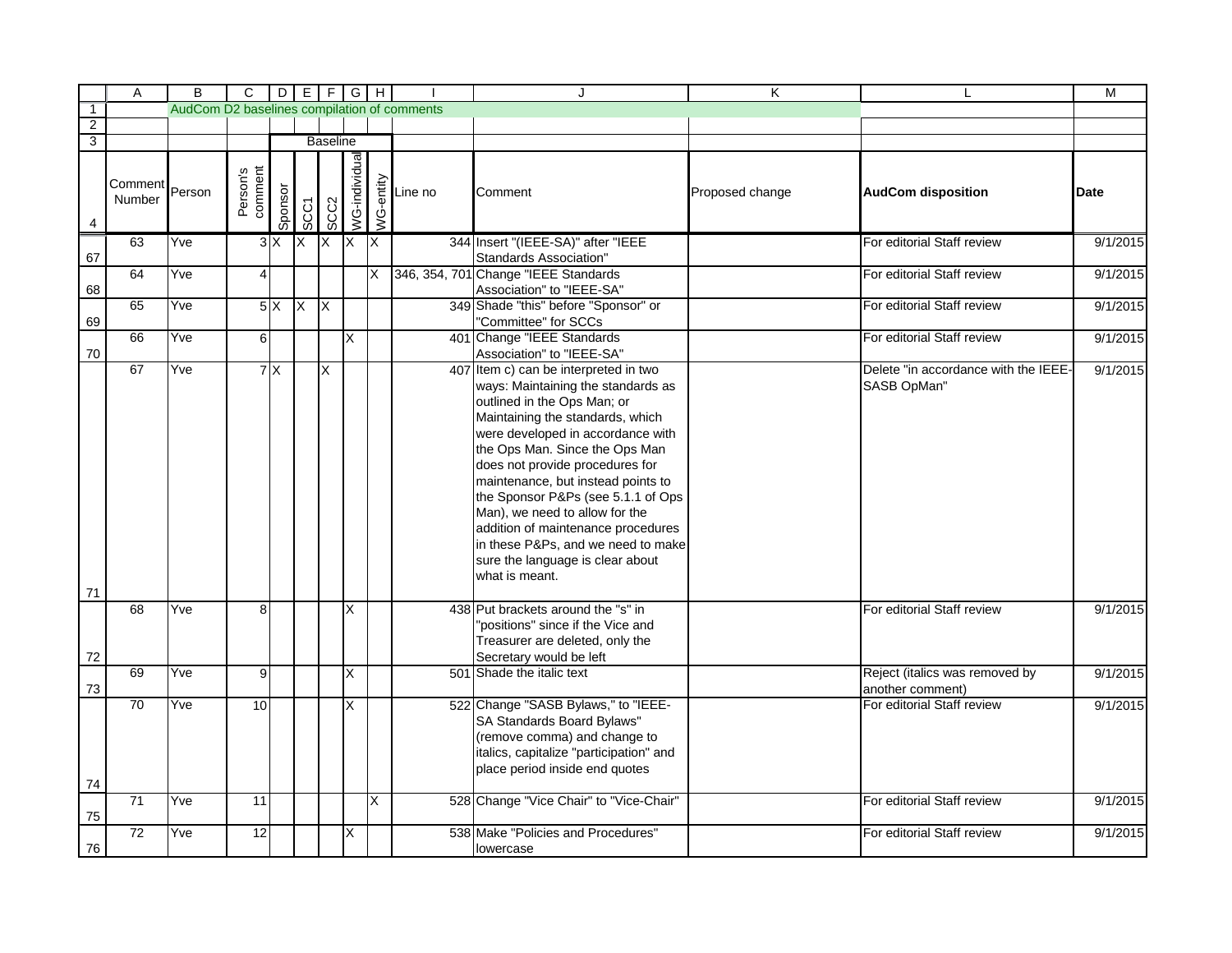AudCom D2 baselines compilation of comments

| Comment Number | Person | Person's comment | Sponsor | SCC1 | SCC2 | WG-individual | WG-entity | Line no | Comment | Proposed change | AudCom disposition | Date |
|---|---|---|---|---|---|---|---|---|---|---|---|---|
| | | | Baseline | | | | | | | | | |
| 63 | Yve | 3 | X | X | X | X | X | 344 | Insert "(IEEE-SA)" after "IEEE Standards Association" | | For editorial Staff review | 9/1/2015 |
| 64 | Yve | 4 | | | | | X | 346, 354, 701 | Change "IEEE Standards Association" to "IEEE-SA" | | For editorial Staff review | 9/1/2015 |
| 65 | Yve | 5 | X | X | X | | | 349 | Shade "this" before "Sponsor" or "Committee" for SCCs | | For editorial Staff review | 9/1/2015 |
| 66 | Yve | 6 | | | | X | | 401 | Change "IEEE Standards Association" to "IEEE-SA" | | For editorial Staff review | 9/1/2015 |
| 67 | Yve | 7 | X | | X | | | 407 | Item c) can be interpreted in two ways: Maintaining the standards as outlined in the Ops Man; or Maintaining the standards, which were developed in accordance with the Ops Man. Since the Ops Man does not provide procedures for maintenance, but instead points to the Sponsor P&Ps (see 5.1.1 of Ops Man), we need to allow for the addition of maintenance procedures in these P&Ps, and we need to make sure the language is clear about what is meant. | | Delete "in accordance with the IEEE-SASB OpMan" | 9/1/2015 |
| 68 | Yve | 8 | | | | X | | 438 | Put brackets around the "s" in "positions" since if the Vice and Treasurer are deleted, only the Secretary would be left | | For editorial Staff review | 9/1/2015 |
| 69 | Yve | 9 | | | | X | | 501 | Shade the italic text | | Reject (italics was removed by another comment) | 9/1/2015 |
| 70 | Yve | 10 | | | | X | | 522 | Change "SASB Bylaws," to "IEEE-SA Standards Board Bylaws" (remove comma) and change to italics, capitalize "participation" and place period inside end quotes | | For editorial Staff review | 9/1/2015 |
| 71 | Yve | 11 | | | | | X | 528 | Change "Vice Chair" to "Vice-Chair" | | For editorial Staff review | 9/1/2015 |
| 72 | Yve | 12 | | | | X | | 538 | Make "Policies and Procedures" lowercase | | For editorial Staff review | 9/1/2015 |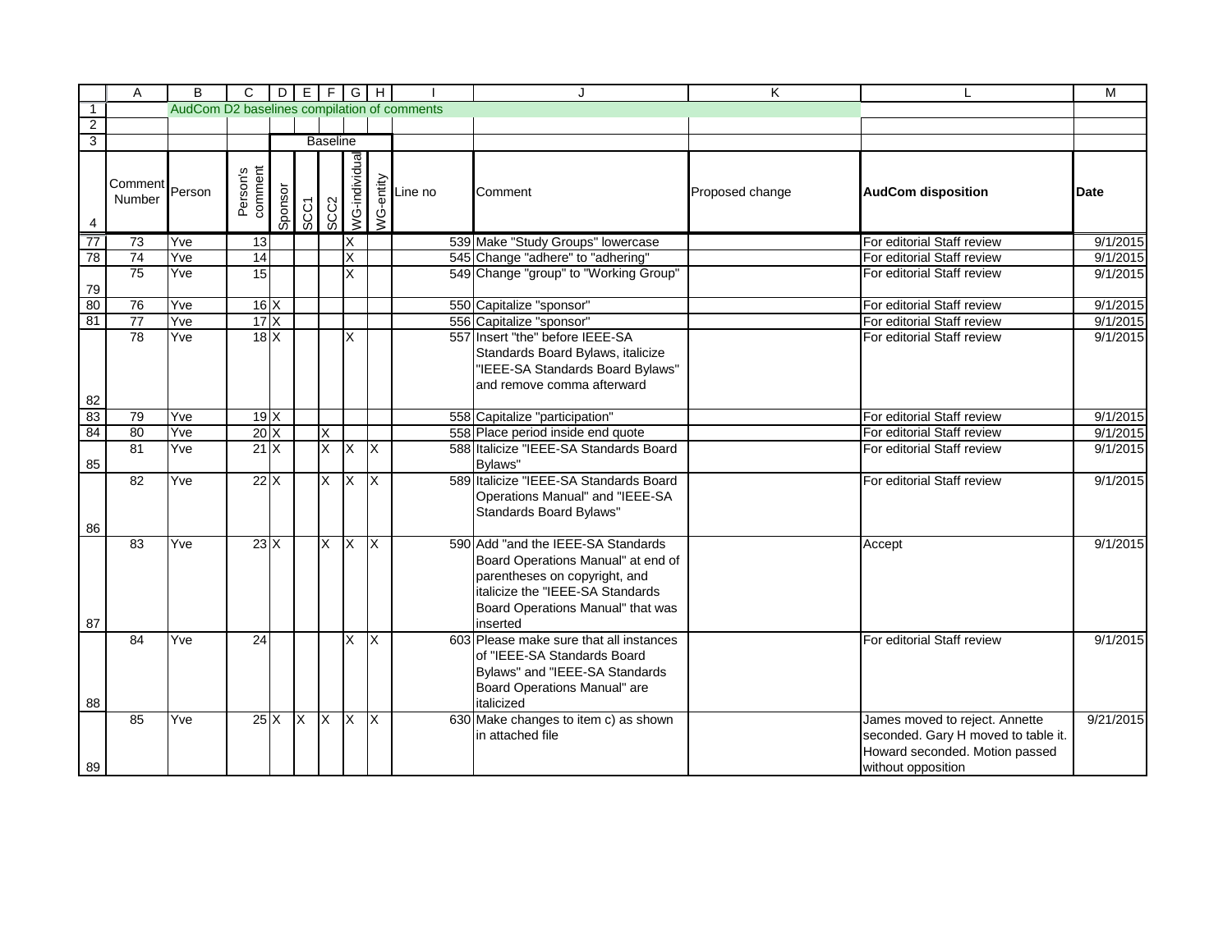AudCom D2 baselines compilation of comments

| Comment Number | Person | Person's comment | Baseline: Sponsor | Baseline: SCC1 | Baseline: SCC2 | Baseline: WG-individual | Baseline: WG-entity | Line no | Comment | Proposed change | AudCom disposition | Date |
|---|---|---|---|---|---|---|---|---|---|---|---|---|
| 73 | Yve | 13 | | | | X | | 539 | Make "Study Groups" lowercase | | For editorial Staff review | 9/1/2015 |
| 74 | Yve | 14 | | | | X | | 545 | Change "adhere" to "adhering" | | For editorial Staff review | 9/1/2015 |
| 75 | Yve | 15 | | | | X | | 549 | Change "group" to "Working Group" | | For editorial Staff review | 9/1/2015 |
| 76 | Yve | 16 | X | | | | | 550 | Capitalize "sponsor" | | For editorial Staff review | 9/1/2015 |
| 77 | Yve | 17 | X | | | | | 556 | Capitalize "sponsor" | | For editorial Staff review | 9/1/2015 |
| 78 | Yve | 18 | X | | | X | | 557 | Insert "the" before IEEE-SA Standards Board Bylaws, italicize "IEEE-SA Standards Board Bylaws" and remove comma afterward | | For editorial Staff review | 9/1/2015 |
| 79 | Yve | 19 | X | | | | | 558 | Capitalize "participation" | | For editorial Staff review | 9/1/2015 |
| 80 | Yve | 20 | X | | X | | | 558 | Place period inside end quote | | For editorial Staff review | 9/1/2015 |
| 81 | Yve | 21 | X | | X | X | X | 588 | Italicize "IEEE-SA Standards Board Bylaws" | | For editorial Staff review | 9/1/2015 |
| 82 | Yve | 22 | X | | X | X | X | 589 | Italicize "IEEE-SA Standards Board Operations Manual" and "IEEE-SA Standards Board Bylaws" | | For editorial Staff review | 9/1/2015 |
| 83 | Yve | 23 | X | | X | X | X | 590 | Add "and the IEEE-SA Standards Board Operations Manual" at end of parentheses on copyright, and italicize the "IEEE-SA Standards Board Operations Manual" that was inserted | | Accept | 9/1/2015 |
| 84 | Yve | 24 | | | | X | X | 603 | Please make sure that all instances of "IEEE-SA Standards Board Bylaws" and "IEEE-SA Standards Board Operations Manual" are italicized | | For editorial Staff review | 9/1/2015 |
| 85 | Yve | 25 | X | X | X | X | X | 630 | Make changes to item c) as shown in attached file | | James moved to reject. Annette seconded. Gary H moved to table it. Howard seconded. Motion passed without opposition | 9/21/2015 |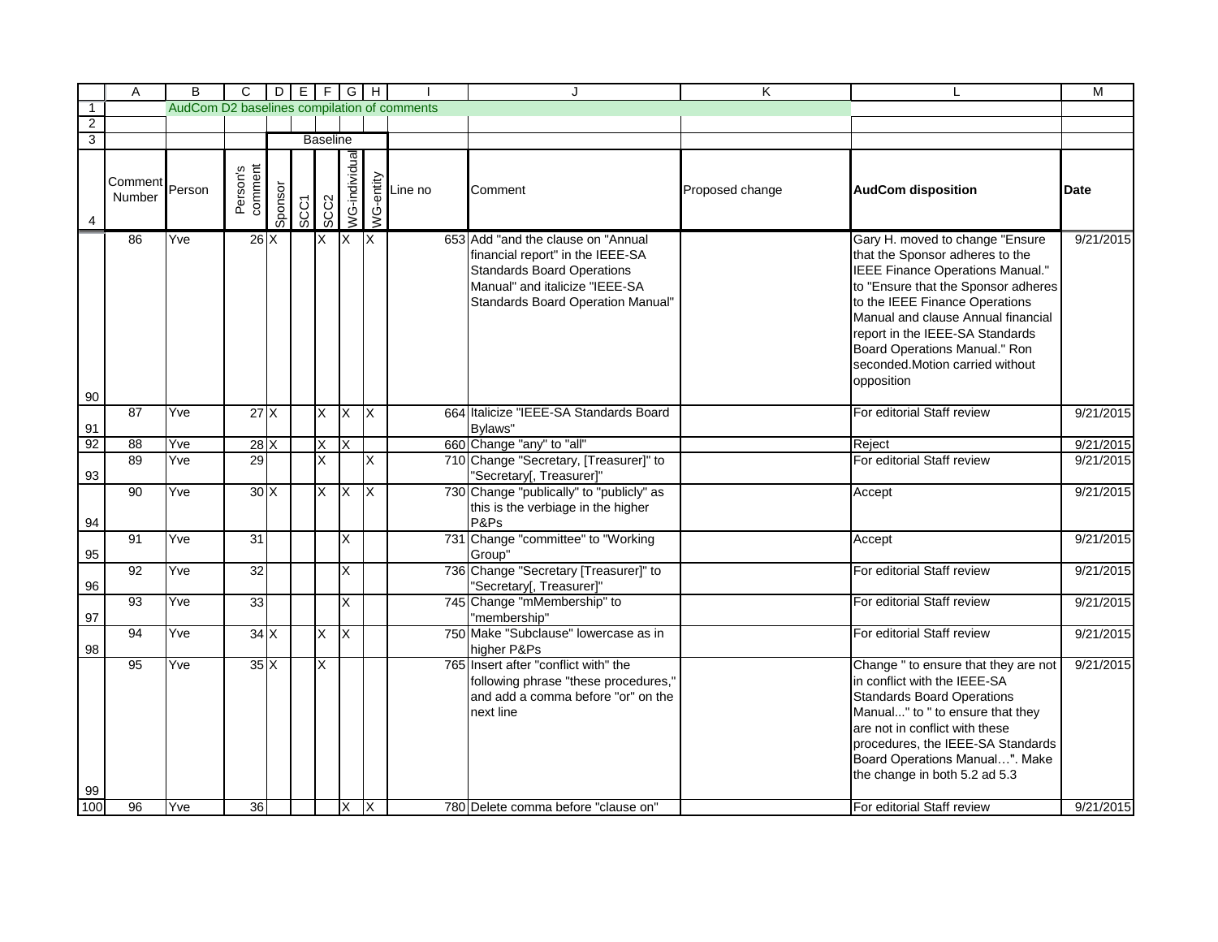AudCom D2 baselines compilation of comments

| Comment Number | Person | Person's comment | Sponsor | SCC1 | SCC2 | WG-individual | WG-entity | Line no | Comment | Proposed change | AudCom disposition | Date |
|---|---|---|---|---|---|---|---|---|---|---|---|---|
| | | | Baseline | | | | | | | | | |
| 86 | Yve | 26 | X | | X | X | X | 653 | Add "and the clause on "Annual financial report" in the IEEE-SA Standards Board Operations Manual" and italicize "IEEE-SA Standards Board Operation Manual" | | Gary H. moved to change "Ensure that the Sponsor adheres to the IEEE Finance Operations Manual." to "Ensure that the Sponsor adheres to the IEEE Finance Operations Manual and clause Annual financial report in the IEEE-SA Standards Board Operations Manual." Ron seconded.Motion carried without opposition | 9/21/2015 |
| 87 | Yve | 27 | X | | X | X | X | 664 | Italicize "IEEE-SA Standards Board Bylaws" | | For editorial Staff review | 9/21/2015 |
| 88 | Yve | 28 | X | | X | X | | 660 | Change "any" to "all" | | Reject | 9/21/2015 |
| 89 | Yve | 29 | | | X | | X | 710 | Change "Secretary, [Treasurer]" to "Secretary[, Treasurer]" | | For editorial Staff review | 9/21/2015 |
| 90 | Yve | 30 | X | | X | X | X | 730 | Change "publically" to "publicly" as this is the verbiage in the higher P&Ps | | Accept | 9/21/2015 |
| 91 | Yve | 31 | | | | X | | 731 | Change "committee" to "Working Group" | | Accept | 9/21/2015 |
| 92 | Yve | 32 | | | | X | | 736 | Change "Secretary [Treasurer]" to "Secretary[, Treasurer]" | | For editorial Staff review | 9/21/2015 |
| 93 | Yve | 33 | | | | X | | 745 | Change "mMembership" to "membership" | | For editorial Staff review | 9/21/2015 |
| 94 | Yve | 34 | X | | X | X | | 750 | Make "Subclause" lowercase as in higher P&Ps | | For editorial Staff review | 9/21/2015 |
| 95 | Yve | 35 | X | | X | | | 765 | Insert after "conflict with" the following phrase "these procedures," and add a comma before "or" on the next line | | Change " to ensure that they are not in conflict with the IEEE-SA Standards Board Operations Manual..." to " to ensure that they are not in conflict with these procedures, the IEEE-SA Standards Board Operations Manual…". Make the change in both 5.2 ad 5.3 | 9/21/2015 |
| 96 | Yve | 36 | | | | X | X | 780 | Delete comma before "clause on" | | For editorial Staff review | 9/21/2015 |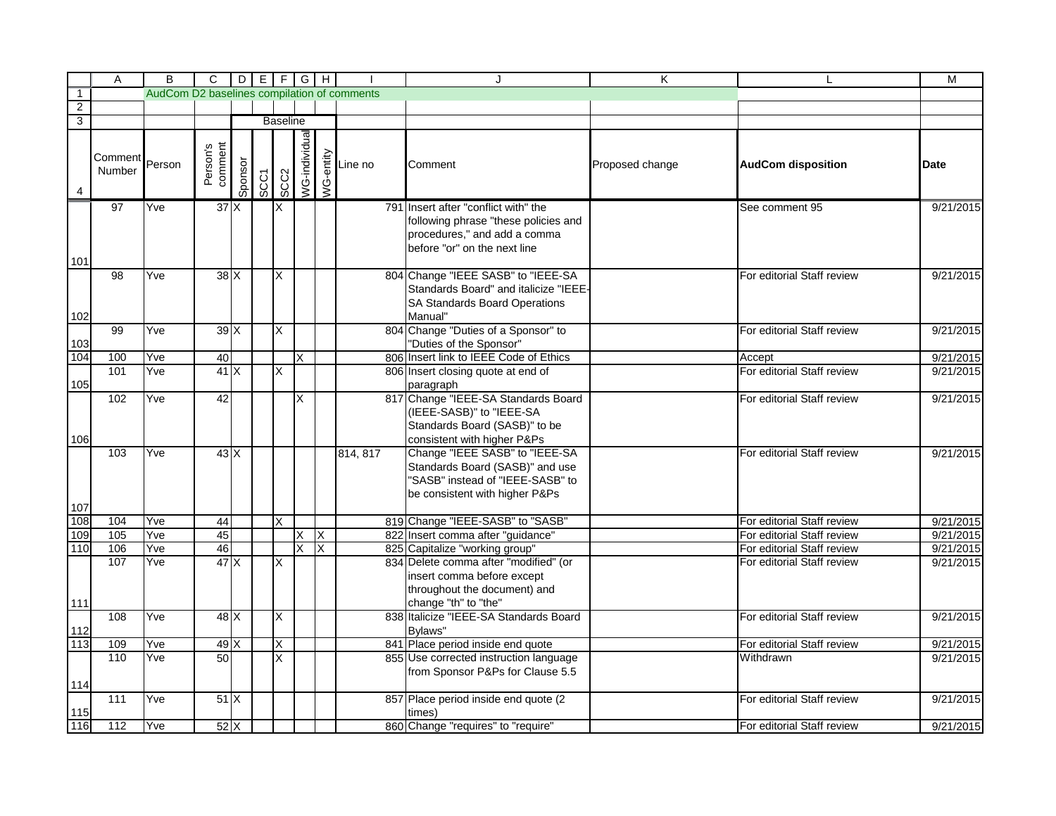AudCom D2 baselines compilation of comments

| Comment Number | Person | Person's comment | Baseline: Sponsor | SCC1 | SCC2 | WG-individual | WG-entity | Line no | Comment | Proposed change | AudCom disposition | Date |
|---|---|---|---|---|---|---|---|---|---|---|---|---|
| 97 | Yve | 37 | X | | X | | | 791 | Insert after "conflict with" the following phrase "these policies and procedures," and add a comma before "or" on the next line | | See comment 95 | 9/21/2015 |
| 98 | Yve | 38 | X | | X | | | 804 | Change "IEEE SASB" to "IEEE-SA Standards Board" and italicize "IEEE-SA Standards Board Operations Manual" | | For editorial Staff review | 9/21/2015 |
| 99 | Yve | 39 | X | | X | | | 804 | Change "Duties of a Sponsor" to "Duties of the Sponsor" | | For editorial Staff review | 9/21/2015 |
| 100 | Yve | 40 | | | | X | | 806 | Insert link to IEEE Code of Ethics | | Accept | 9/21/2015 |
| 101 | Yve | 41 | X | | X | | | 806 | Insert closing quote at end of paragraph | | For editorial Staff review | 9/21/2015 |
| 102 | Yve | 42 | | | | X | | 817 | Change "IEEE-SA Standards Board (IEEE-SASB)" to "IEEE-SA Standards Board (SASB)" to be consistent with higher P&Ps | | For editorial Staff review | 9/21/2015 |
| 103 | Yve | 43 | X | | | | | 814, 817 | Change "IEEE SASB" to "IEEE-SA Standards Board (SASB)" and use "SASB" instead of "IEEE-SASB" to be consistent with higher P&Ps | | For editorial Staff review | 9/21/2015 |
| 104 | Yve | 44 | | | X | | | 819 | Change "IEEE-SASB" to "SASB" | | For editorial Staff review | 9/21/2015 |
| 105 | Yve | 45 | | | | X | X | 822 | Insert comma after "guidance" | | For editorial Staff review | 9/21/2015 |
| 106 | Yve | 46 | | | | X | X | 825 | Capitalize "working group" | | For editorial Staff review | 9/21/2015 |
| 107 | Yve | 47 | X | | X | | | 834 | Delete comma after "modified" (or insert comma before except throughout the document) and change "th" to "the" | | For editorial Staff review | 9/21/2015 |
| 108 | Yve | 48 | X | | X | | | 838 | Italicize "IEEE-SA Standards Board Bylaws" | | For editorial Staff review | 9/21/2015 |
| 109 | Yve | 49 | X | | X | | | 841 | Place period inside end quote | | For editorial Staff review | 9/21/2015 |
| 110 | Yve | 50 | | | X | | | 855 | Use corrected instruction language from Sponsor P&Ps for Clause 5.5 | | Withdrawn | 9/21/2015 |
| 111 | Yve | 51 | X | | | | | 857 | Place period inside end quote (2 times) | | For editorial Staff review | 9/21/2015 |
| 112 | Yve | 52 | X | | | | | 860 | Change "requires" to "require" | | For editorial Staff review | 9/21/2015 |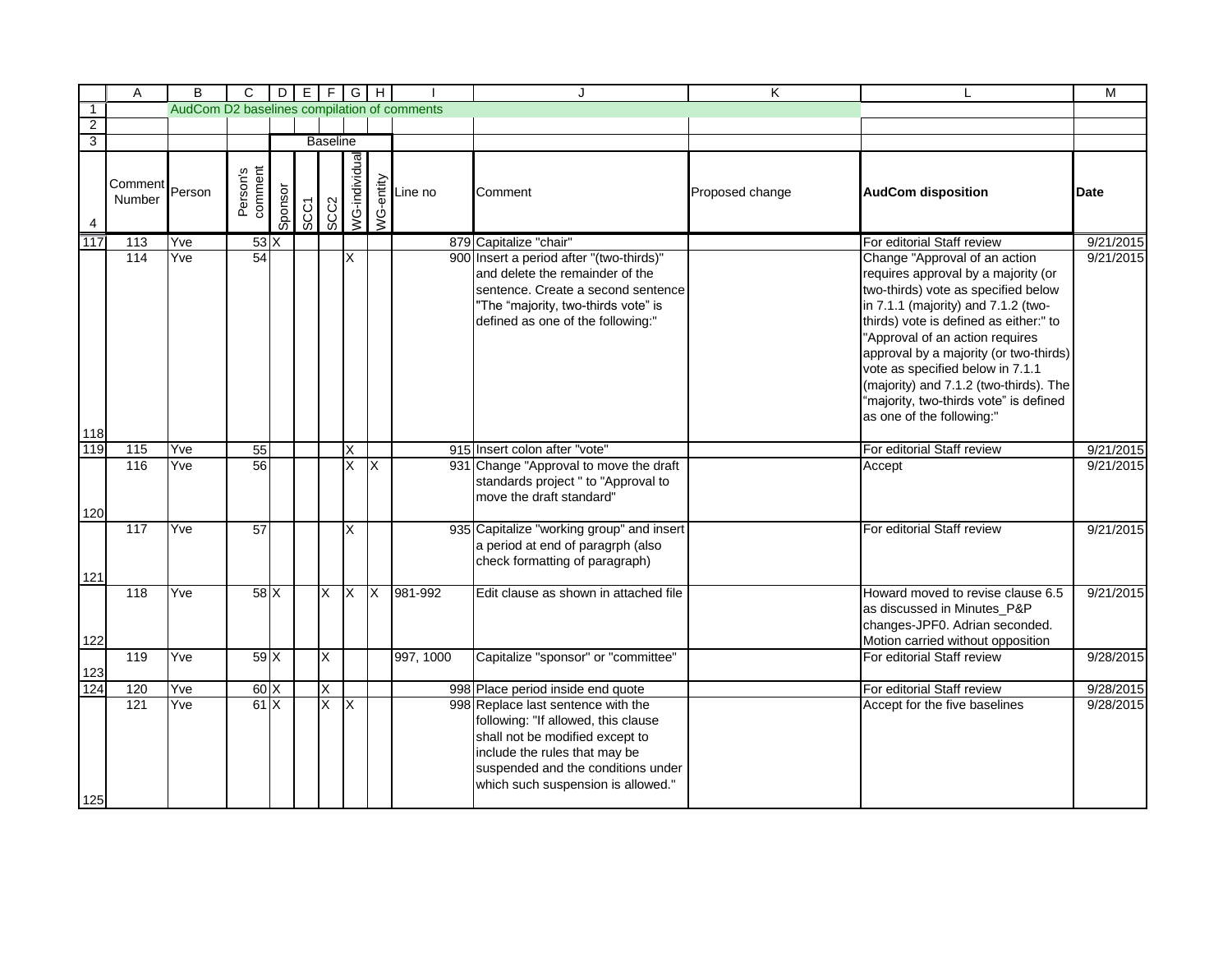AudCom D2 baselines compilation of comments

| Comment Number | Person | Person's comment | Sponsor | SCC1 | SCC2 | WG-individual | WG-entity | Line no | Comment | Proposed change | AudCom disposition | Date |
|---|---|---|---|---|---|---|---|---|---|---|---|---|
| | | | Baseline | | | | | | | | | |
| 113 | Yve | 53 | X | | | | | 879 | Capitalize "chair" | | For editorial Staff review | 9/21/2015 |
| 114 | Yve | 54 | | | | X | | 900 | Insert a period after "(two-thirds)" and delete the remainder of the sentence. Create a second sentence "The "majority, two-thirds vote" is defined as one of the following:" | | Change "Approval of an action requires approval by a majority (or two-thirds) vote as specified below in 7.1.1 (majority) and 7.1.2 (two-thirds) vote is defined as either:" to "Approval of an action requires approval by a majority (or two-thirds) vote as specified below in 7.1.1 (majority) and 7.1.2 (two-thirds). The "majority, two-thirds vote" is defined as one of the following:" | 9/21/2015 |
| 115 | Yve | 55 | | | | X | | 915 | Insert colon after "vote" | | For editorial Staff review | 9/21/2015 |
| 116 | Yve | 56 | | | | X | X | 931 | Change "Approval to move the draft standards project " to "Approval to move the draft standard" | | Accept | 9/21/2015 |
| 117 | Yve | 57 | | | | X | | 935 | Capitalize "working group" and insert a period at end of paragrph (also check formatting of paragraph) | | For editorial Staff review | 9/21/2015 |
| 118 | Yve | 58 | X | | X | X | X | 981-992 | Edit clause as shown in attached file | | Howard moved to revise clause 6.5 as discussed in Minutes_P&P changes-JPF0. Adrian seconded. Motion carried without opposition | 9/21/2015 |
| 119 | Yve | 59 | X | | X | | | 997, 1000 | Capitalize "sponsor" or "committee" | | For editorial Staff review | 9/28/2015 |
| 120 | Yve | 60 | X | | X | | | 998 | Place period inside end quote | | For editorial Staff review | 9/28/2015 |
| 121 | Yve | 61 | X | | X | X | | 998 | Replace last sentence with the following: "If allowed, this clause shall not be modified except to include the rules that may be suspended and the conditions under which such suspension is allowed." | | Accept for the five baselines | 9/28/2015 |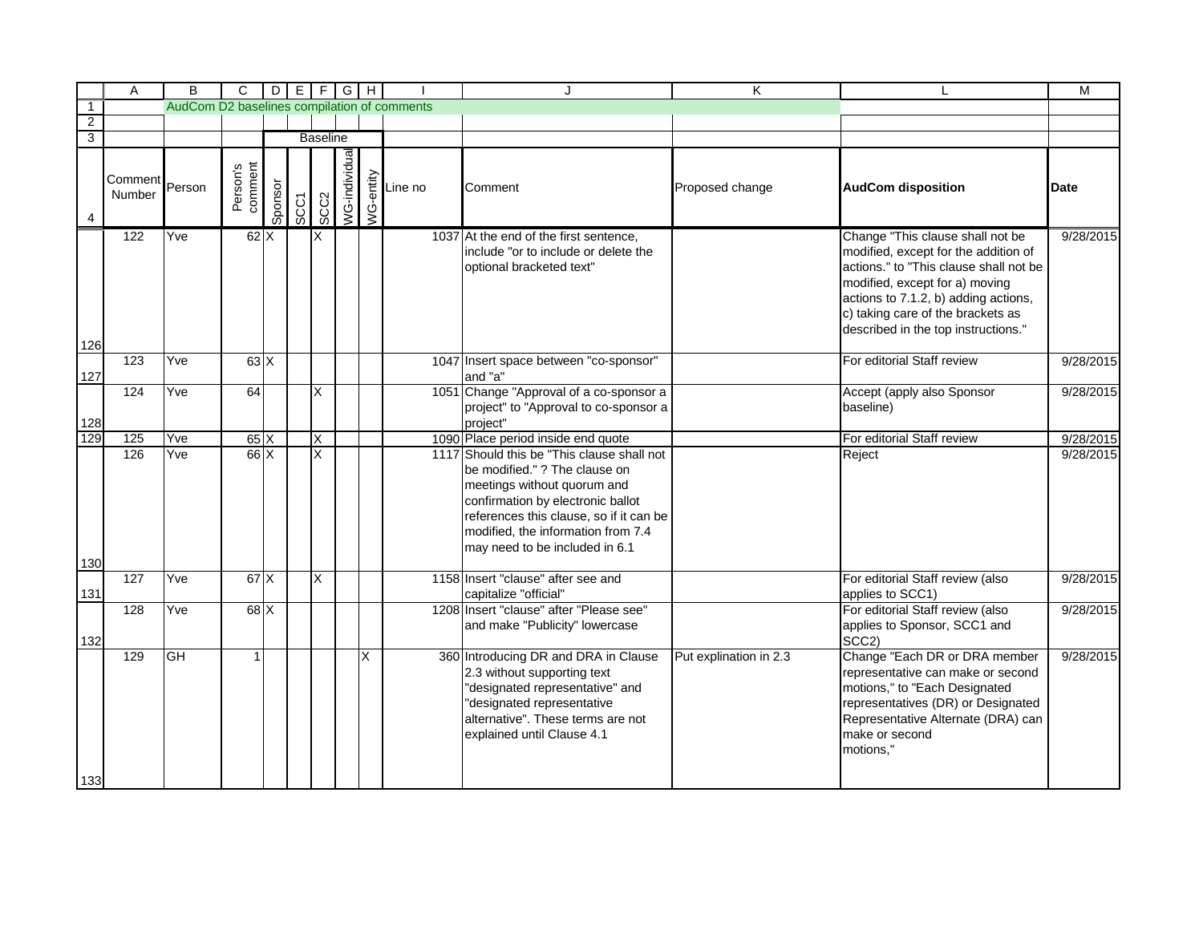AudCom D2 baselines compilation of comments

| Comment Number | Person | Person's comment | Baseline: Sponsor | SCC1 | SCC2 | WG-individual | WG-entity | Line no | Comment | Proposed change | AudCom disposition | Date |
|---|---|---|---|---|---|---|---|---|---|---|---|---|
| 122 | Yve | 62 | X | | X | | | 1037 | At the end of the first sentence, include "or to include or delete the optional bracketed text" | | Change "This clause shall not be modified, except for the addition of actions." to "This clause shall not be modified, except for a) moving actions to 7.1.2, b) adding actions, c) taking care of the brackets as described in the top instructions." | 9/28/2015 |
| 123 | Yve | 63 | X | | | | | 1047 | Insert space between "co-sponsor" and "a" | | For editorial Staff review | 9/28/2015 |
| 124 | Yve | 64 | | | X | | | 1051 | Change "Approval of a co-sponsor a project" to "Approval to co-sponsor a project" | | Accept (apply also Sponsor baseline) | 9/28/2015 |
| 125 | Yve | 65 | X | | X | | | 1090 | Place period inside end quote | | For editorial Staff review | 9/28/2015 |
| 126 | Yve | 66 | X | | X | | | 1117 | Should this be "This clause shall not be modified." ? The clause on meetings without quorum and confirmation by electronic ballot references this clause, so if it can be modified, the information from 7.4 may need to be included in 6.1 | | Reject | 9/28/2015 |
| 127 | Yve | 67 | X | | X | | | 1158 | Insert "clause" after see and capitalize "official" | | For editorial Staff review (also applies to SCC1) | 9/28/2015 |
| 128 | Yve | 68 | X | | | | | 1208 | Insert "clause" after "Please see" and make "Publicity" lowercase | | For editorial Staff review (also applies to Sponsor, SCC1 and SCC2) | 9/28/2015 |
| 129 | GH | 1 | | | | | X | 360 | Introducing DR and DRA in Clause 2.3 without supporting text "designated representative" and "designated representative alternative". These terms are not explained until Clause 4.1 | Put explination in 2.3 | Change "Each DR or DRA member representative can make or second motions," to "Each Designated representatives (DR) or Designated Representative Alternate (DRA) can make or second motions," | 9/28/2015 |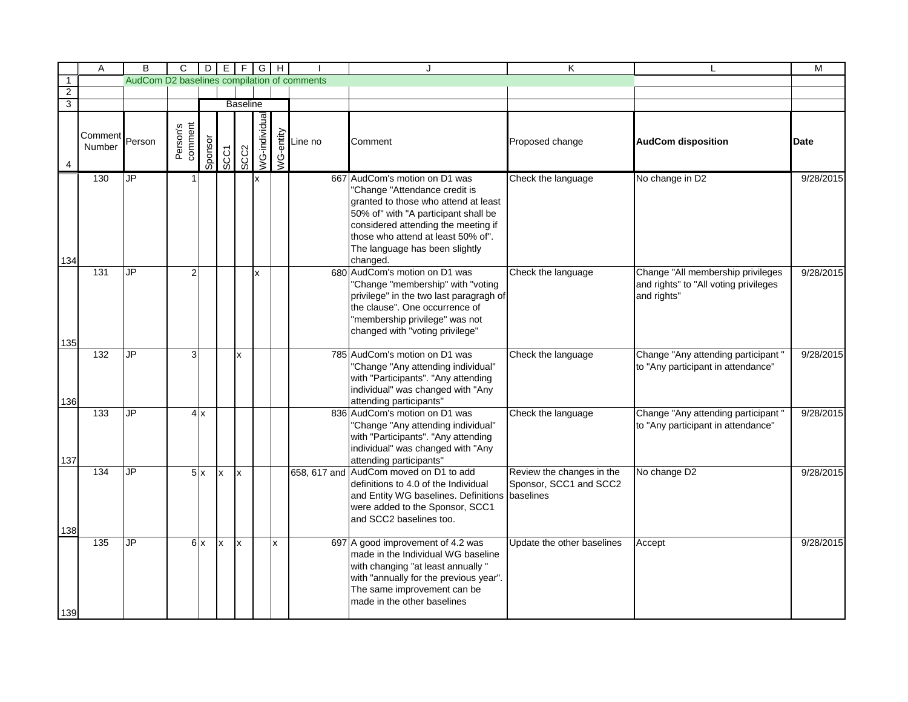AudCom D2 baselines compilation of comments

| Comment Number | Person | Person's comment | Sponsor | SCC1 | SCC2 | WG-individual | WG-entity | Line no | Comment | Proposed change | AudCom disposition | Date |
|---|---|---|---|---|---|---|---|---|---|---|---|---|
| | | | Baseline | | | | | | | | | |
| 130 | JP | 1 | | | | x | | 667 | AudCom's motion on D1 was "Change "Attendance credit is granted to those who attend at least 50% of" with "A participant shall be considered attending the meeting if those who attend at least 50% of". The language has been slightly changed. | Check the language | No change in D2 | 9/28/2015 |
| 131 | JP | 2 | | | | x | | 680 | AudCom's motion on D1 was "Change "membership" with "voting privilege" in the two last paragragh of the clause". One occurrence of "membership privilege" was not changed with "voting privilege" | Check the language | Change "All membership privileges and rights" to "All voting privileges and rights" | 9/28/2015 |
| 132 | JP | 3 | | | x | | | 785 | AudCom's motion on D1 was "Change "Any attending individual" with "Participants". "Any attending individual" was changed with "Any attending participants" | Check the language | Change "Any attending participant " to "Any participant in attendance" | 9/28/2015 |
| 133 | JP | 4 | x | | | | | 836 | AudCom's motion on D1 was "Change "Any attending individual" with "Participants". "Any attending individual" was changed with "Any attending participants" | Check the language | Change "Any attending participant " to "Any participant in attendance" | 9/28/2015 |
| 134 | JP | 5 | x | x | x | | | 658, 617 and | AudCom moved on D1 to add definitions to 4.0 of the Individual and Entity WG baselines. Definitions were added to the Sponsor, SCC1 and SCC2 baselines too. | Review the changes in the Sponsor, SCC1 and SCC2 baselines | No change D2 | 9/28/2015 |
| 135 | JP | 6 | x | x | x | | x | 697 | A good improvement of 4.2 was made in the Individual WG baseline with changing "at least annually " with "annually for the previous year". The same improvement can be made in the other baselines | Update the other baselines | Accept | 9/28/2015 |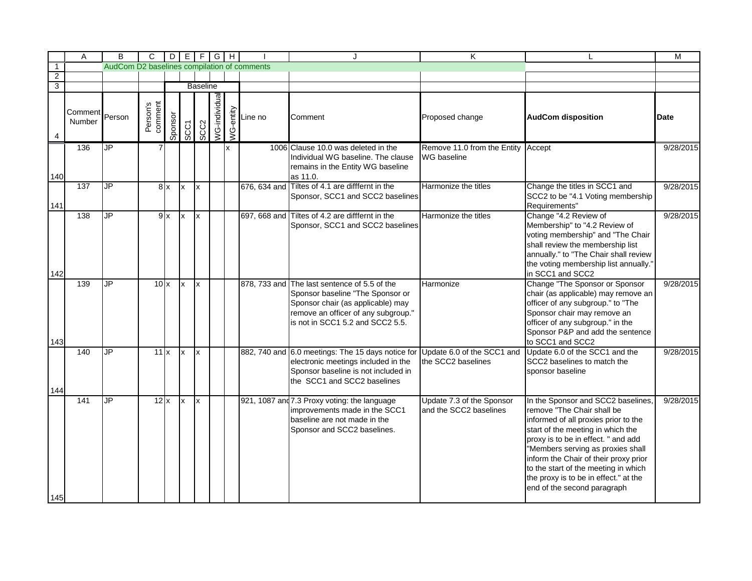AudCom D2 baselines compilation of comments

| Comment Number | Person | Person's comment | Sponsor | SCC1 | SCC2 | WG-individual | WG-entity | Line no | Comment | Proposed change | AudCom disposition | Date |
|---|---|---|---|---|---|---|---|---|---|---|---|---|
| | | | Baseline | | | | | | | | | |
| 136 | JP | 7 | | | | | x | 1006 | Clause 10.0 was deleted in the Individual WG baseline. The clause remains in the Entity WG baseline as 11.0. | Remove 11.0 from the Entity WG baseline | Accept | 9/28/2015 |
| 137 | JP | 8 | x | x | x | | | 676, 634 and | Tiltes of 4.1 are difffernt in the Sponsor, SCC1 and SCC2 baselines | Harmonize the titles | Change the titles in SCC1 and SCC2 to be "4.1 Voting membership Requirements" | 9/28/2015 |
| 138 | JP | 9 | x | x | x | | | 697, 668 and | Tiltes of 4.2 are difffernt in the Sponsor, SCC1 and SCC2 baselines | Harmonize the titles | Change "4.2 Review of Membership" to "4.2 Review of voting membership" and "The Chair shall review the membership list annually." to "The Chair shall review the voting membership list annually." in SCC1 and SCC2 | 9/28/2015 |
| 139 | JP | 10 | x | x | x | | | 878, 733 and | The last sentence of 5.5 of the Sponsor baseline "The Sponsor or Sponsor chair (as applicable) may remove an officer of any subgroup." is not in SCC1 5.2 and SCC2 5.5. | Harmonize | Change "The Sponsor or Sponsor chair (as applicable) may remove an officer of any subgroup." to "The Sponsor chair may remove an officer of any subgroup." in the Sponsor P&P and add the sentence to SCC1 and SCC2 | 9/28/2015 |
| 140 | JP | 11 | x | x | x | | | 882, 740 and | 6.0 meetings: The 15 days notice for electronic meetings included in the Sponsor baseline is not included in the SCC1 and SCC2 baselines | Update 6.0 of the SCC1 and the SCC2 baselines | Update 6.0 of the SCC1 and the SCC2 baselines to match the sponsor baseline | 9/28/2015 |
| 141 | JP | 12 | x | x | x | | | 921, 1087 and | 7.3 Proxy voting: the language improvements made in the SCC1 baseline are not made in the Sponsor and SCC2 baselines. | Update 7.3 of the Sponsor and the SCC2 baselines | In the Sponsor and SCC2 baselines, remove "The Chair shall be informed of all proxies prior to the start of the meeting in which the proxy is to be in effect. " and add "Members serving as proxies shall inform the Chair of their proxy prior to the start of the meeting in which the proxy is to be in effect." at the end of the second paragraph | 9/28/2015 |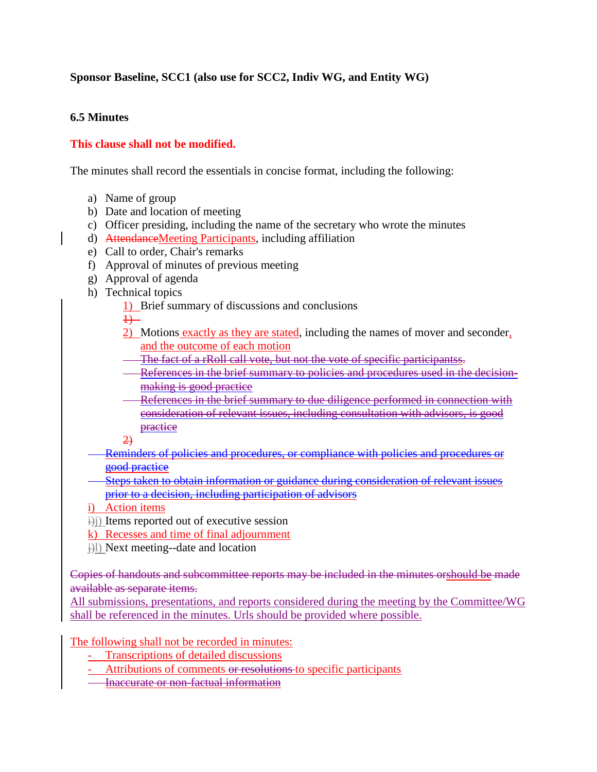**Sponsor Baseline, SCC1 (also use for SCC2, Indiv WG, and Entity WG)**

**6.5 Minutes**

**This clause shall not be modified.**

The minutes shall record the essentials in concise format, including the following:

a) Name of group
b) Date and location of meeting
c) Officer presiding, including the name of the secretary who wrote the minutes
d) ~~Attendance~~Meeting Participants, including affiliation
e) Call to order, Chair's remarks
f) Approval of minutes of previous meeting
g) Approval of agenda
h) Technical topics
    1) Brief summary of discussions and conclusions
    ~~1)~~
    2) Motions exactly as they are stated, including the names of mover and seconder, and the outcome of each motion
    ~~The fact of a rRoll call vote, but not the vote of specific participantss.~~
    ~~References in the brief summary to policies and procedures used in the decision-making is good practice~~
    ~~References in the brief summary to due diligence performed in connection with consideration of relevant issues, including consultation with advisors, is good practice~~
    ~~2)~~
~~Reminders of policies and procedures, or compliance with policies and procedures or good practice~~
~~Steps taken to obtain information or guidance during consideration of relevant issues prior to a decision, including participation of advisors~~
i) Action items
~~i)~~j) Items reported out of executive session
k) Recesses and time of final adjournment
~~j)~~l) Next meeting--date and location

~~Copies of handouts and subcommittee reports may be included in the minutes or~~should be ~~made available as separate items.~~
All submissions, presentations, and reports considered during the meeting by the Committee/WG shall be referenced in the minutes. Urls should be provided where possible.

The following shall not be recorded in minutes:

- Transcriptions of detailed discussions
- Attributions of comments ~~or resolutions~~ to specific participants
- ~~Inaccurate or non-factual information~~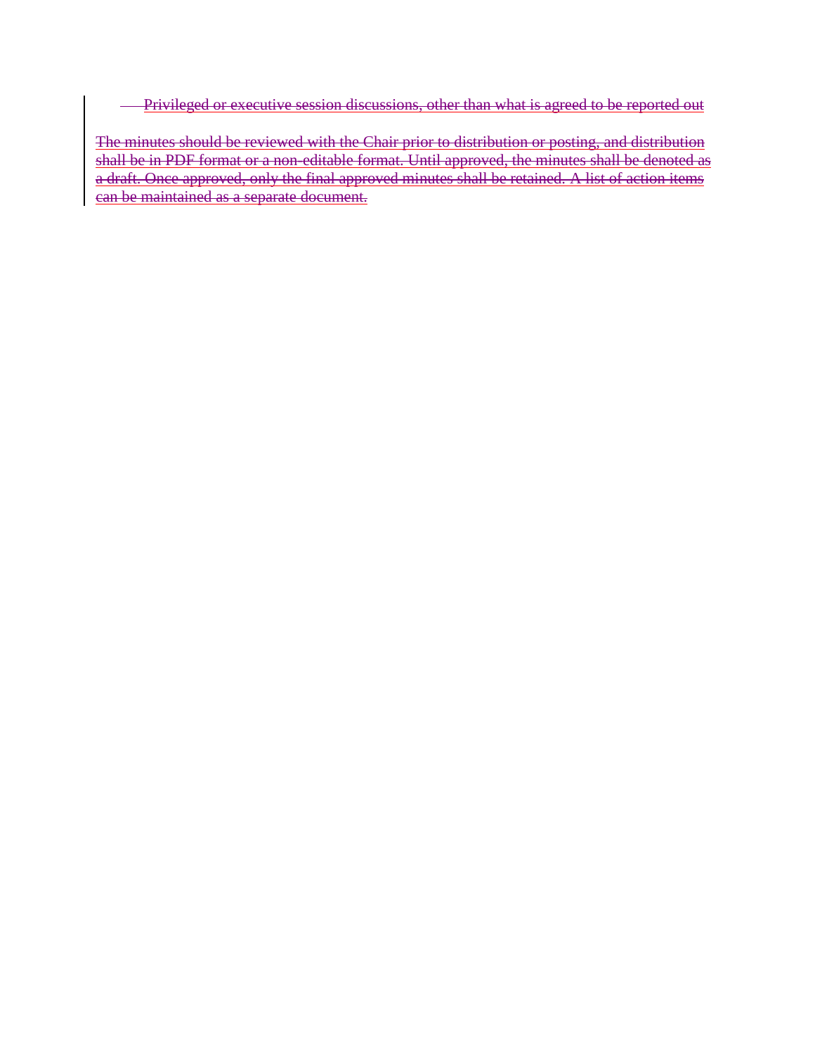- Privileged or executive session discussions, other than what is agreed to be reported out

The minutes should be reviewed with the Chair prior to distribution or posting, and distribution shall be in PDF format or a non-editable format. Until approved, the minutes shall be denoted as a draft. Once approved, only the final approved minutes shall be retained. A list of action items can be maintained as a separate document.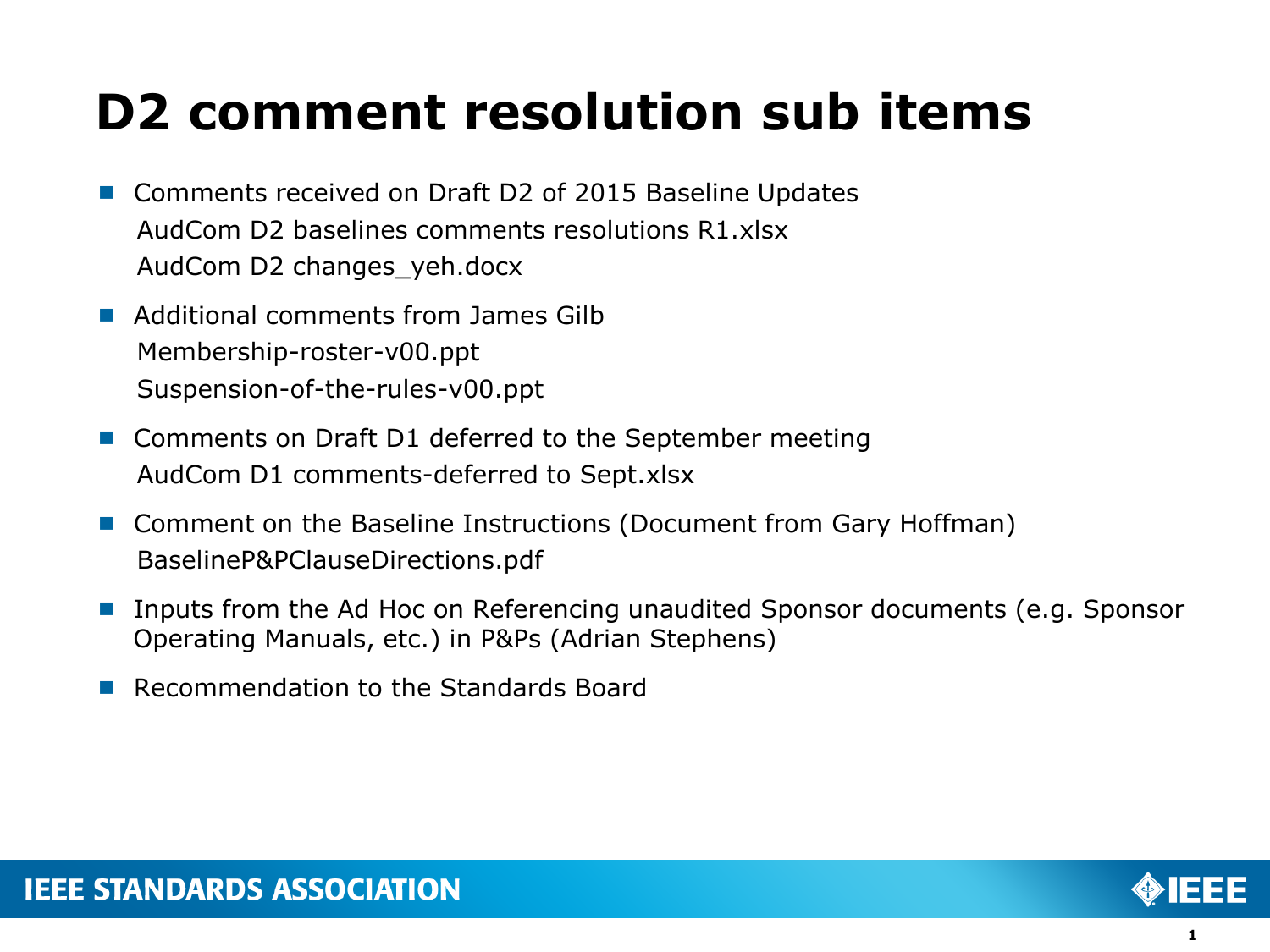# D2 comment resolution sub items

- Comments received on Draft D2 of 2015 Baseline Updates
  AudCom D2 baselines comments resolutions R1.xlsx
  AudCom D2 changes_yeh.docx
- Additional comments from James Gilb
  Membership-roster-v00.ppt
  Suspension-of-the-rules-v00.ppt
- Comments on Draft D1 deferred to the September meeting
  AudCom D1 comments-deferred to Sept.xlsx
- Comment on the Baseline Instructions (Document from Gary Hoffman)
  BaselineP&PClauseDirections.pdf
- Inputs from the Ad Hoc on Referencing unaudited Sponsor documents (e.g. Sponsor Operating Manuals, etc.) in P&Ps (Adrian Stephens)
- Recommendation to the Standards Board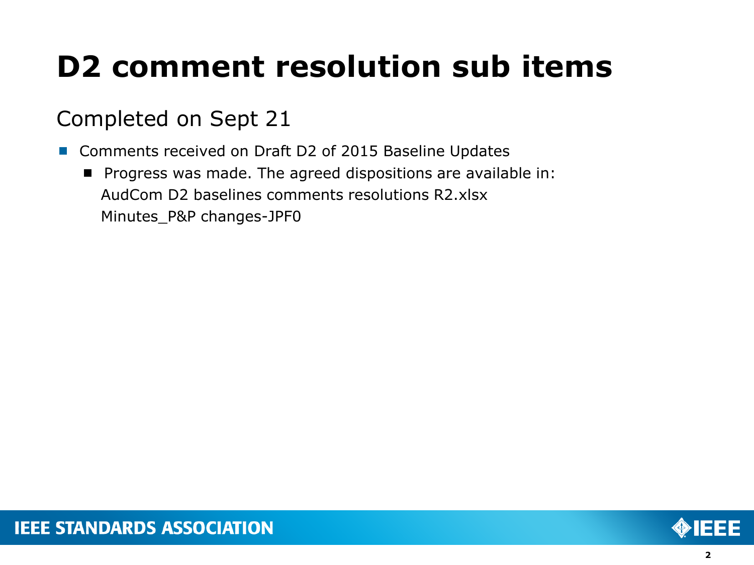# D2 comment resolution sub items

## Completed on Sept 21

- Comments received on Draft D2 of 2015 Baseline Updates
  - Progress was made. The agreed dispositions are available in:
    AudCom D2 baselines comments resolutions R2.xlsx
    Minutes_P&P changes-JPF0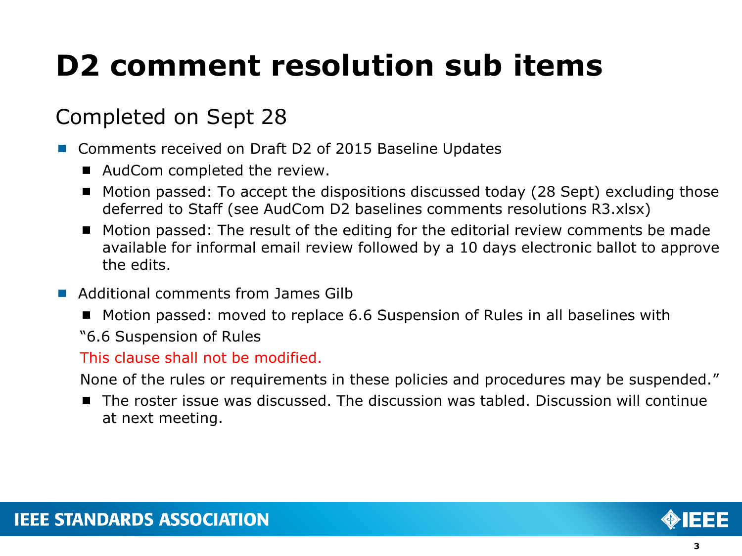# D2 comment resolution sub items

## Completed on Sept 28

- Comments received on Draft D2 of 2015 Baseline Updates
  - AudCom completed the review.
  - Motion passed: To accept the dispositions discussed today (28 Sept) excluding those deferred to Staff (see AudCom D2 baselines comments resolutions R3.xlsx)
  - Motion passed: The result of the editing for the editorial review comments be made available for informal email review followed by a 10 days electronic ballot to approve the edits.
- Additional comments from James Gilb
  - Motion passed: moved to replace 6.6 Suspension of Rules in all baselines with

    "6.6 Suspension of Rules

    This clause shall not be modified.

    None of the rules or requirements in these policies and procedures may be suspended."
  - The roster issue was discussed. The discussion was tabled. Discussion will continue at next meeting.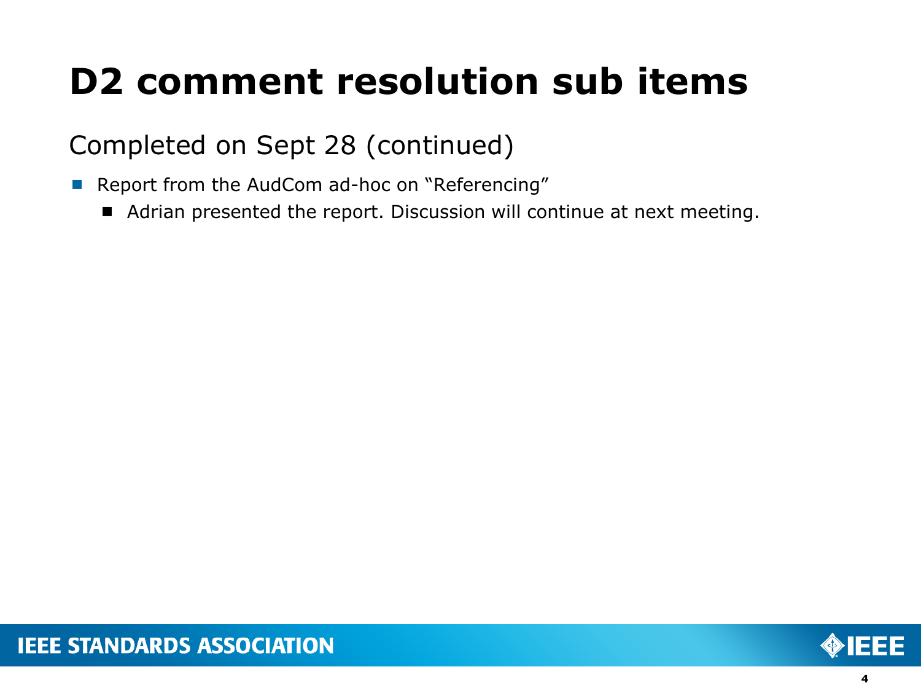# D2 comment resolution sub items

## Completed on Sept 28 (continued)

- Report from the AudCom ad-hoc on “Referencing”
  - Adrian presented the report. Discussion will continue at next meeting.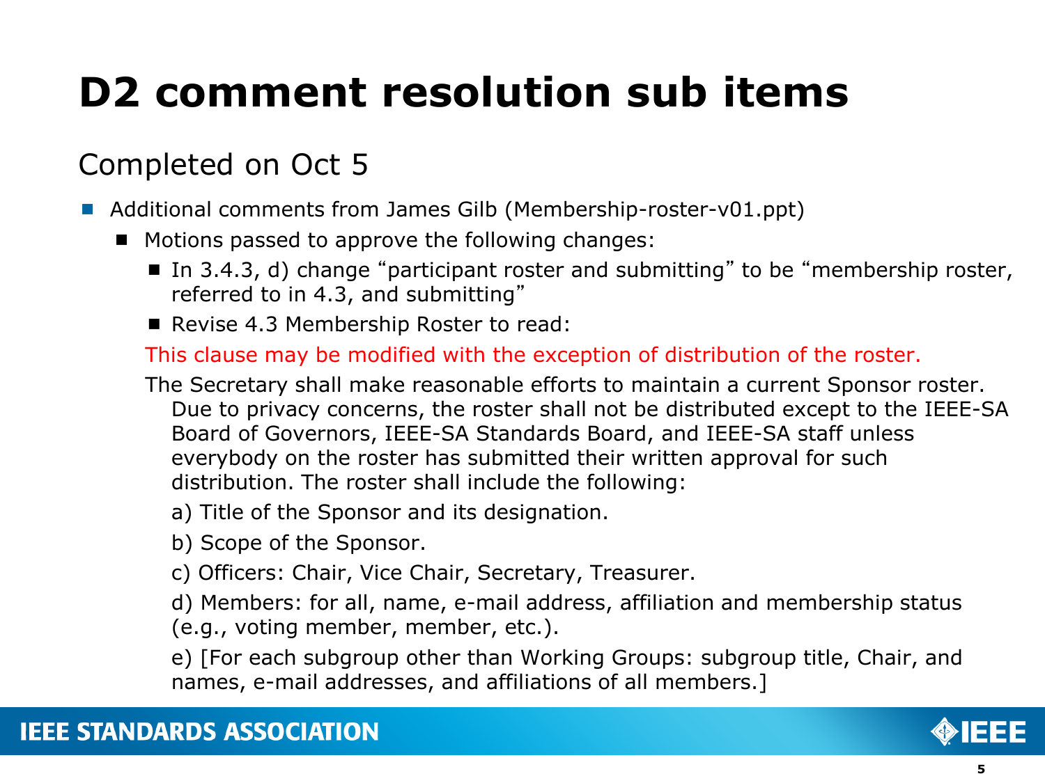# D2 comment resolution sub items

## Completed on Oct 5

- Additional comments from James Gilb (Membership-roster-v01.ppt)
  - Motions passed to approve the following changes:
    - In 3.4.3, d) change "participant roster and submitting" to be "membership roster, referred to in 4.3, and submitting"
    - Revise 4.3 Membership Roster to read:

This clause may be modified with the exception of distribution of the roster.

The Secretary shall make reasonable efforts to maintain a current Sponsor roster. Due to privacy concerns, the roster shall not be distributed except to the IEEE-SA Board of Governors, IEEE-SA Standards Board, and IEEE-SA staff unless everybody on the roster has submitted their written approval for such distribution. The roster shall include the following:

a) Title of the Sponsor and its designation.

b) Scope of the Sponsor.

c) Officers: Chair, Vice Chair, Secretary, Treasurer.

d) Members: for all, name, e-mail address, affiliation and membership status (e.g., voting member, member, etc.).

e) [For each subgroup other than Working Groups: subgroup title, Chair, and names, e-mail addresses, and affiliations of all members.]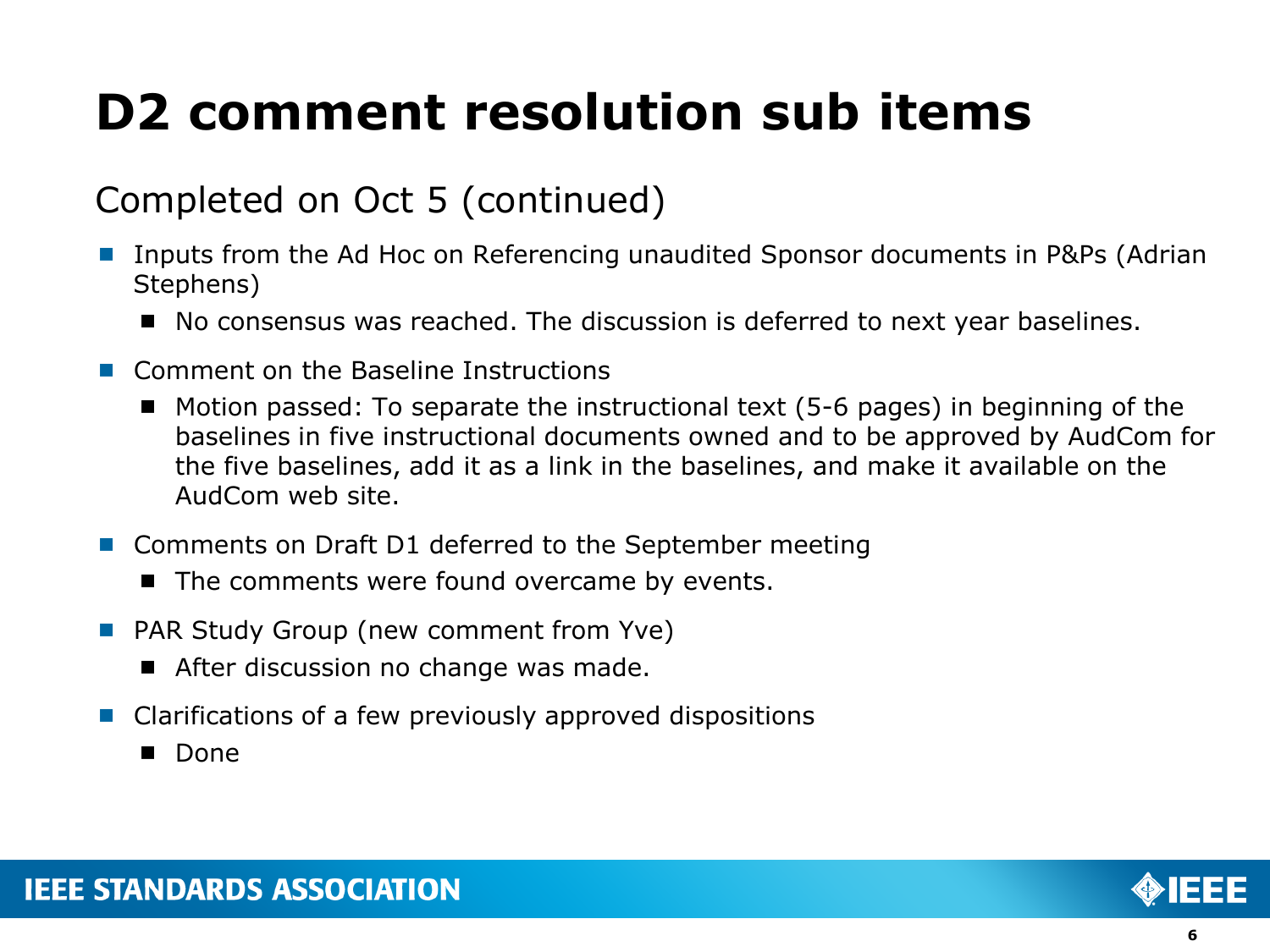# D2 comment resolution sub items

## Completed on Oct 5 (continued)

- Inputs from the Ad Hoc on Referencing unaudited Sponsor documents in P&Ps (Adrian Stephens)
  - No consensus was reached. The discussion is deferred to next year baselines.
- Comment on the Baseline Instructions
  - Motion passed: To separate the instructional text (5-6 pages) in beginning of the baselines in five instructional documents owned and to be approved by AudCom for the five baselines, add it as a link in the baselines, and make it available on the AudCom web site.
- Comments on Draft D1 deferred to the September meeting
  - The comments were found overcame by events.
- PAR Study Group (new comment from Yve)
  - After discussion no change was made.
- Clarifications of a few previously approved dispositions
  - Done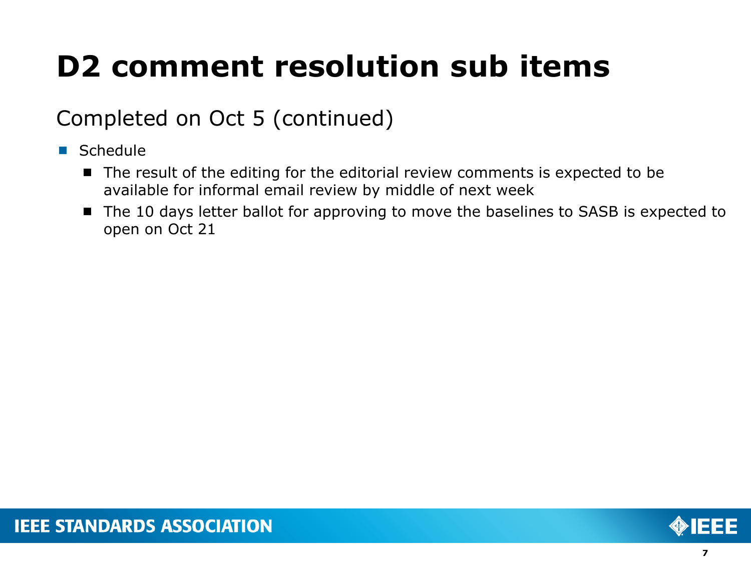# D2 comment resolution sub items

## Completed on Oct 5 (continued)

- Schedule
  - The result of the editing for the editorial review comments is expected to be available for informal email review by middle of next week
  - The 10 days letter ballot for approving to move the baselines to SASB is expected to open on Oct 21